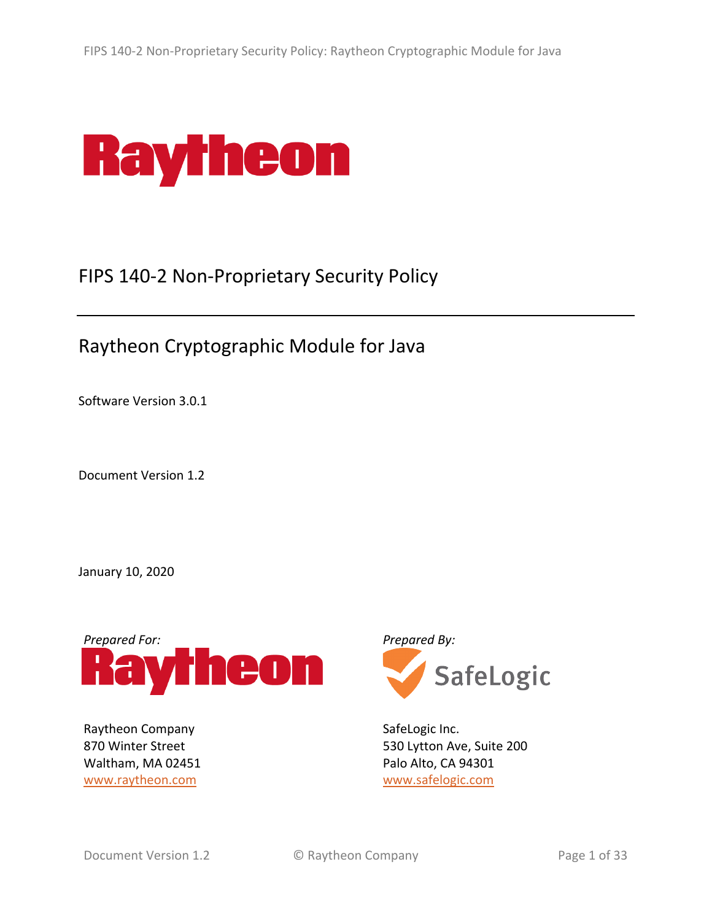Raytheon

# FIPS 140-2 Non-Proprietary Security Policy

## Raytheon Cryptographic Module for Java

Software Version 3.0.1

Document Version 1.2

January 10, 2020

*Prepared For:*

Raytheon

Raytheon Company
870 Winter Street
Waltham, MA 02451
www.raytheon.com

*Prepared By:*

SafeLogic

SafeLogic Inc.
530 Lytton Ave, Suite 200
Palo Alto, CA 94301
www.safelogic.com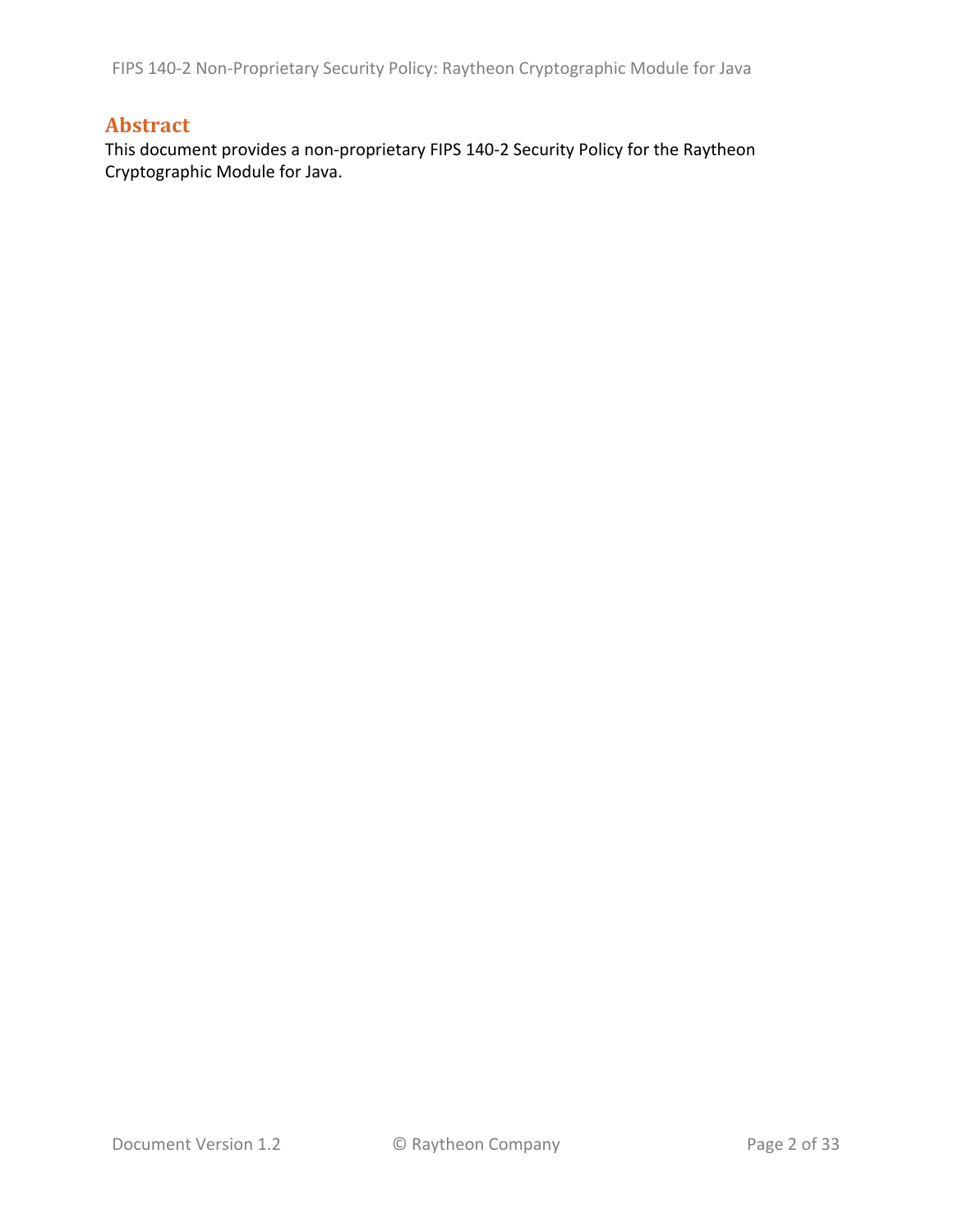# Abstract

This document provides a non-proprietary FIPS 140-2 Security Policy for the Raytheon Cryptographic Module for Java.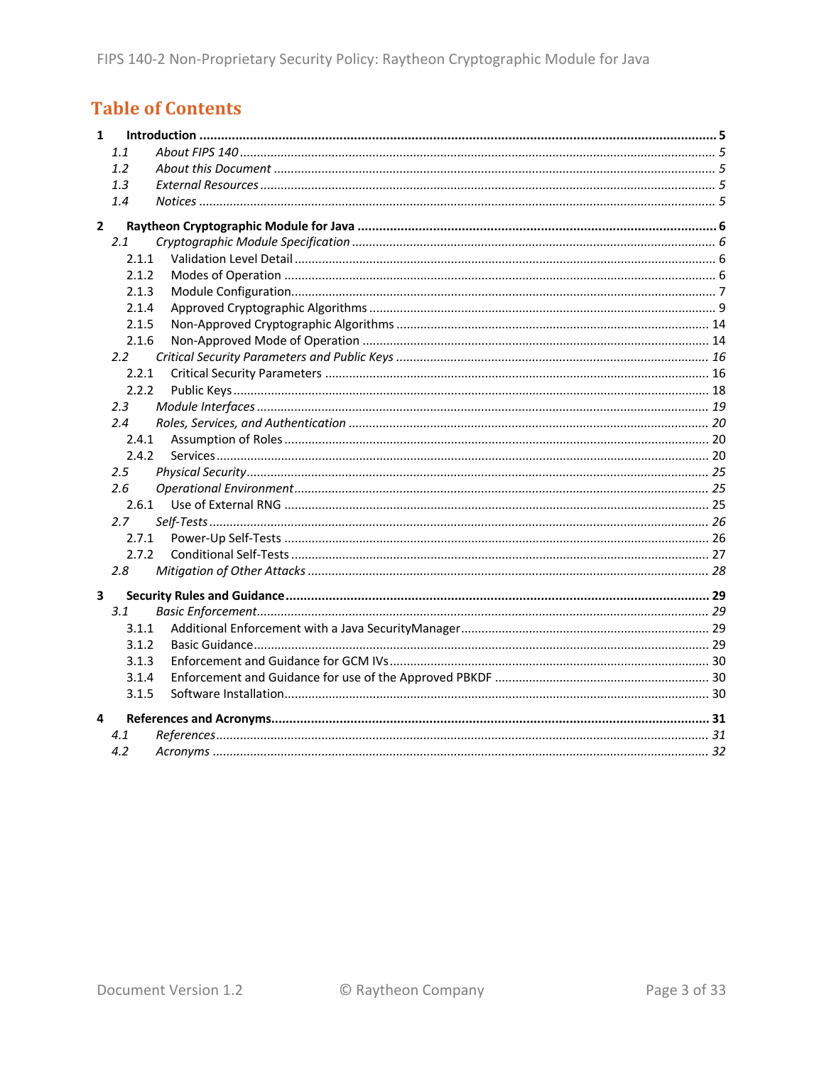# Table of Contents

**1 Introduction** ..... **5**

*1.1 About FIPS 140* ..... *5*

*1.2 About this Document* ..... *5*

*1.3 External Resources* ..... *5*

*1.4 Notices* ..... *5*

**2 Raytheon Cryptographic Module for Java** ..... **6**

*2.1 Cryptographic Module Specification* ..... *6*

2.1.1 Validation Level Detail ..... 6

2.1.2 Modes of Operation ..... 6

2.1.3 Module Configuration ..... 7

2.1.4 Approved Cryptographic Algorithms ..... 9

2.1.5 Non-Approved Cryptographic Algorithms ..... 14

2.1.6 Non-Approved Mode of Operation ..... 14

*2.2 Critical Security Parameters and Public Keys* ..... *16*

2.2.1 Critical Security Parameters ..... 16

2.2.2 Public Keys ..... 18

*2.3 Module Interfaces* ..... *19*

*2.4 Roles, Services, and Authentication* ..... *20*

2.4.1 Assumption of Roles ..... 20

2.4.2 Services ..... 20

*2.5 Physical Security* ..... *25*

*2.6 Operational Environment* ..... *25*

2.6.1 Use of External RNG ..... 25

*2.7 Self-Tests* ..... *26*

2.7.1 Power-Up Self-Tests ..... 26

2.7.2 Conditional Self-Tests ..... 27

*2.8 Mitigation of Other Attacks* ..... *28*

**3 Security Rules and Guidance** ..... **29**

*3.1 Basic Enforcement* ..... *29*

3.1.1 Additional Enforcement with a Java SecurityManager ..... 29

3.1.2 Basic Guidance ..... 29

3.1.3 Enforcement and Guidance for GCM IVs ..... 30

3.1.4 Enforcement and Guidance for use of the Approved PBKDF ..... 30

3.1.5 Software Installation ..... 30

**4 References and Acronyms** ..... **31**

*4.1 References* ..... *31*

*4.2 Acronyms* ..... *32*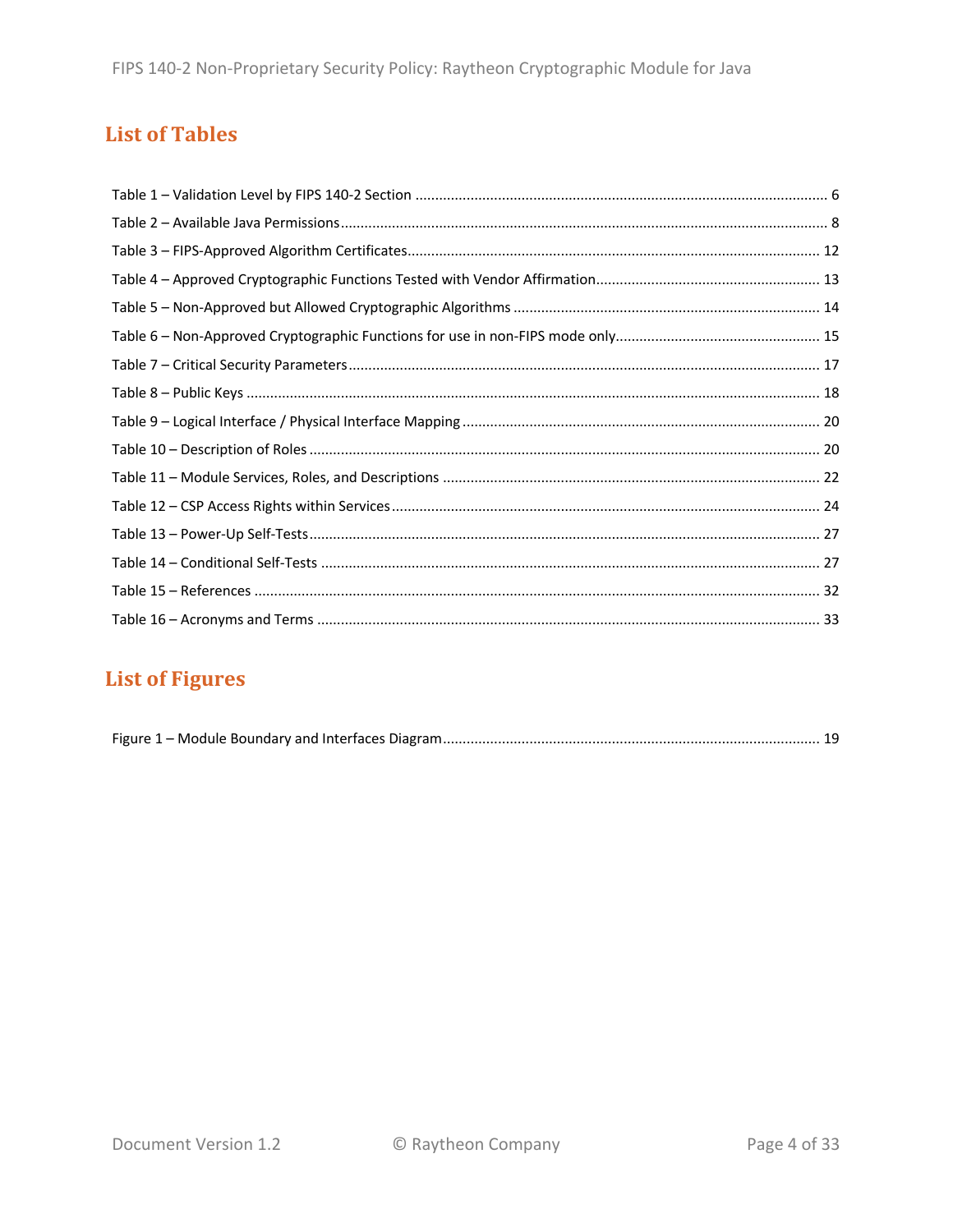## List of Tables

Table 1 – Validation Level by FIPS 140-2 Section ........................................................................................ 6

Table 2 – Available Java Permissions........................................................................................................... 8

Table 3 – FIPS-Approved Algorithm Certificates........................................................................................ 12

Table 4 – Approved Cryptographic Functions Tested with Vendor Affirmation......................................................... 13

Table 5 – Non-Approved but Allowed Cryptographic Algorithms ............................................................................. 14

Table 6 – Non-Approved Cryptographic Functions for use in non-FIPS mode only.................................................... 15

Table 7 – Critical Security Parameters....................................................................................................... 17

Table 8 – Public Keys ................................................................................................................................ 18

Table 9 – Logical Interface / Physical Interface Mapping .......................................................................... 20

Table 10 – Description of Roles ................................................................................................................ 20

Table 11 – Module Services, Roles, and Descriptions ............................................................................... 22

Table 12 – CSP Access Rights within Services............................................................................................ 24

Table 13 – Power-Up Self-Tests................................................................................................................. 27

Table 14 – Conditional Self-Tests ............................................................................................................. 27

Table 15 – References .............................................................................................................................. 32

Table 16 – Acronyms and Terms .............................................................................................................. 33

## List of Figures

Figure 1 – Module Boundary and Interfaces Diagram............................................................................... 19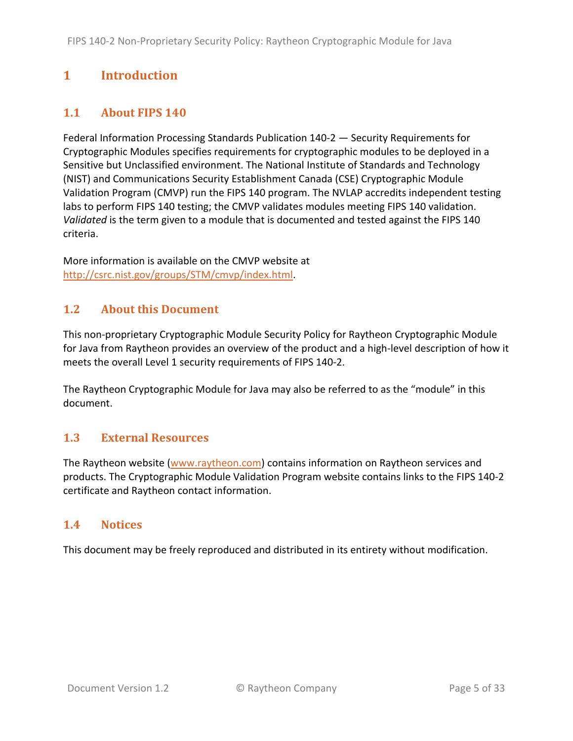# 1 Introduction

## 1.1 About FIPS 140

Federal Information Processing Standards Publication 140-2 — Security Requirements for Cryptographic Modules specifies requirements for cryptographic modules to be deployed in a Sensitive but Unclassified environment. The National Institute of Standards and Technology (NIST) and Communications Security Establishment Canada (CSE) Cryptographic Module Validation Program (CMVP) run the FIPS 140 program. The NVLAP accredits independent testing labs to perform FIPS 140 testing; the CMVP validates modules meeting FIPS 140 validation. *Validated* is the term given to a module that is documented and tested against the FIPS 140 criteria.

More information is available on the CMVP website at http://csrc.nist.gov/groups/STM/cmvp/index.html.

## 1.2 About this Document

This non-proprietary Cryptographic Module Security Policy for Raytheon Cryptographic Module for Java from Raytheon provides an overview of the product and a high-level description of how it meets the overall Level 1 security requirements of FIPS 140-2.

The Raytheon Cryptographic Module for Java may also be referred to as the "module" in this document.

## 1.3 External Resources

The Raytheon website (www.raytheon.com) contains information on Raytheon services and products. The Cryptographic Module Validation Program website contains links to the FIPS 140-2 certificate and Raytheon contact information.

## 1.4 Notices

This document may be freely reproduced and distributed in its entirety without modification.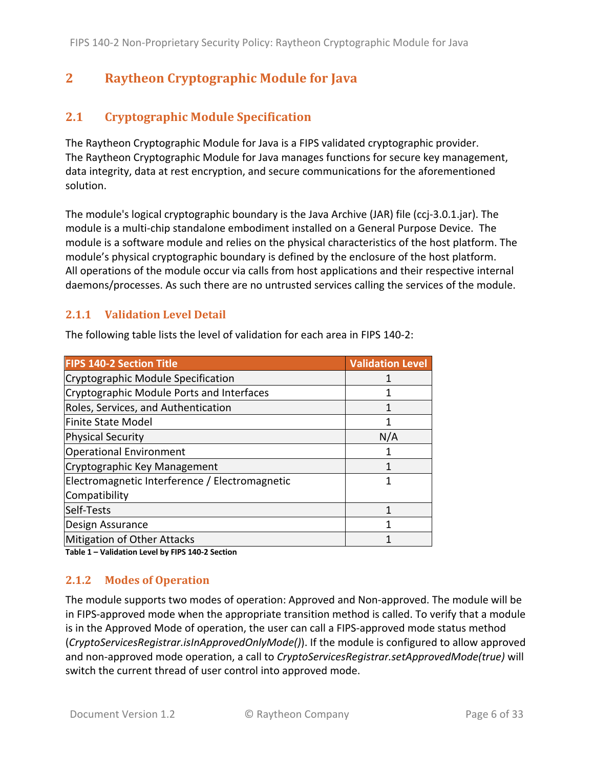# 2 Raytheon Cryptographic Module for Java

## 2.1 Cryptographic Module Specification

The Raytheon Cryptographic Module for Java is a FIPS validated cryptographic provider.
The Raytheon Cryptographic Module for Java manages functions for secure key management, data integrity, data at rest encryption, and secure communications for the aforementioned solution.

The module's logical cryptographic boundary is the Java Archive (JAR) file (ccj-3.0.1.jar). The module is a multi-chip standalone embodiment installed on a General Purpose Device. The module is a software module and relies on the physical characteristics of the host platform. The module's physical cryptographic boundary is defined by the enclosure of the host platform.
All operations of the module occur via calls from host applications and their respective internal daemons/processes. As such there are no untrusted services calling the services of the module.

### 2.1.1 Validation Level Detail

The following table lists the level of validation for each area in FIPS 140-2:

| FIPS 140-2 Section Title | Validation Level |
|---|---|
| Cryptographic Module Specification | 1 |
| Cryptographic Module Ports and Interfaces | 1 |
| Roles, Services, and Authentication | 1 |
| Finite State Model | 1 |
| Physical Security | N/A |
| Operational Environment | 1 |
| Cryptographic Key Management | 1 |
| Electromagnetic Interference / Electromagnetic Compatibility | 1 |
| Self-Tests | 1 |
| Design Assurance | 1 |
| Mitigation of Other Attacks | 1 |

**Table 1 – Validation Level by FIPS 140-2 Section**

### 2.1.2 Modes of Operation

The module supports two modes of operation: Approved and Non-approved. The module will be in FIPS-approved mode when the appropriate transition method is called. To verify that a module is in the Approved Mode of operation, the user can call a FIPS-approved mode status method (*CryptoServicesRegistrar.isInApprovedOnlyMode()*). If the module is configured to allow approved and non-approved mode operation, a call to *CryptoServicesRegistrar.setApprovedMode(true)* will switch the current thread of user control into approved mode.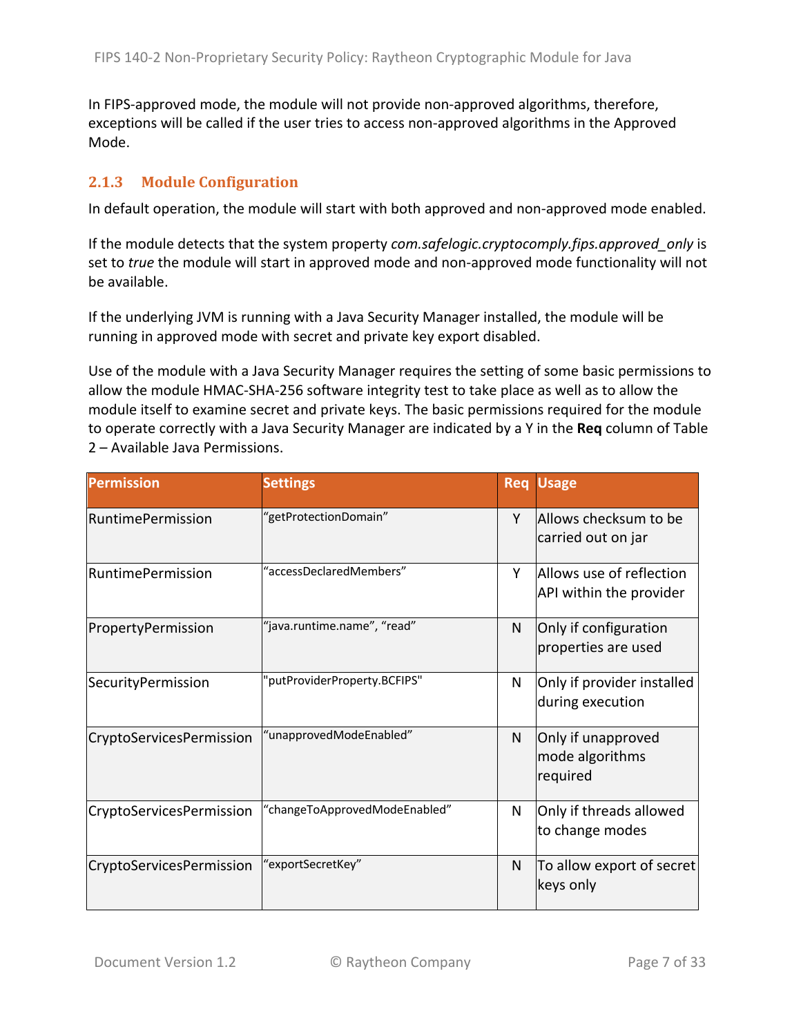In FIPS-approved mode, the module will not provide non-approved algorithms, therefore, exceptions will be called if the user tries to access non-approved algorithms in the Approved Mode.

### 2.1.3 Module Configuration

In default operation, the module will start with both approved and non-approved mode enabled.

If the module detects that the system property *com.safelogic.cryptocomply.fips.approved_only* is set to *true* the module will start in approved mode and non-approved mode functionality will not be available.

If the underlying JVM is running with a Java Security Manager installed, the module will be running in approved mode with secret and private key export disabled.

Use of the module with a Java Security Manager requires the setting of some basic permissions to allow the module HMAC-SHA-256 software integrity test to take place as well as to allow the module itself to examine secret and private keys. The basic permissions required for the module to operate correctly with a Java Security Manager are indicated by a Y in the **Req** column of Table 2 – Available Java Permissions.

| Permission | Settings | Req | Usage |
|---|---|---|---|
| RuntimePermission | "getProtectionDomain" | Y | Allows checksum to be carried out on jar |
| RuntimePermission | "accessDeclaredMembers" | Y | Allows use of reflection API within the provider |
| PropertyPermission | "java.runtime.name", "read" | N | Only if configuration properties are used |
| SecurityPermission | "putProviderProperty.BCFIPS" | N | Only if provider installed during execution |
| CryptoServicesPermission | "unapprovedModeEnabled" | N | Only if unapproved mode algorithms required |
| CryptoServicesPermission | "changeToApprovedModeEnabled" | N | Only if threads allowed to change modes |
| CryptoServicesPermission | "exportSecretKey" | N | To allow export of secret keys only |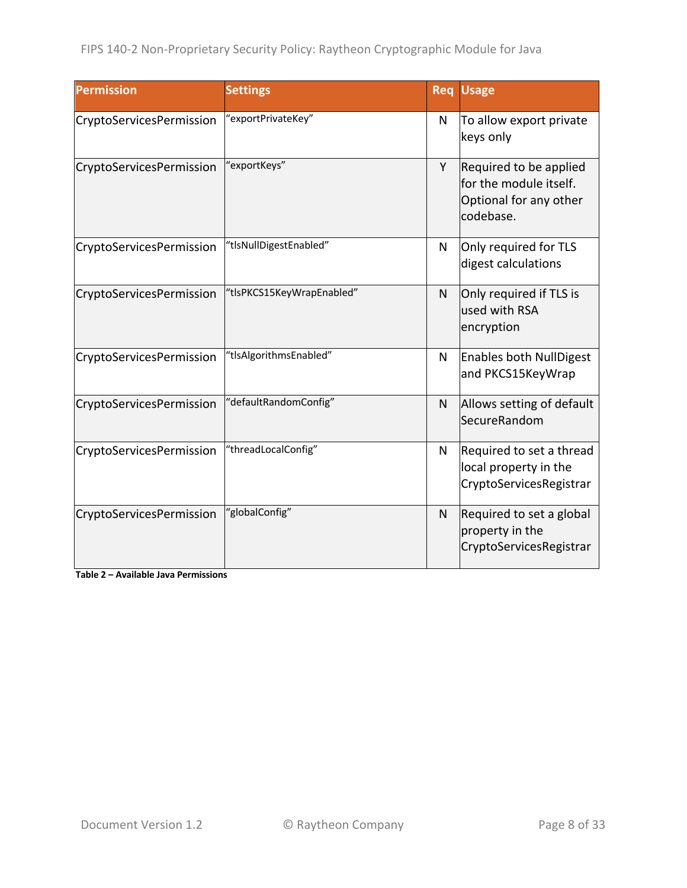| Permission | Settings | Req | Usage |
| --- | --- | --- | --- |
| CryptoServicesPermission | “exportPrivateKey” | N | To allow export private keys only |
| CryptoServicesPermission | “exportKeys” | Y | Required to be applied for the module itself. Optional for any other codebase. |
| CryptoServicesPermission | “tlsNullDigestEnabled” | N | Only required for TLS digest calculations |
| CryptoServicesPermission | “tlsPKCS15KeyWrapEnabled” | N | Only required if TLS is used with RSA encryption |
| CryptoServicesPermission | “tlsAlgorithmsEnabled” | N | Enables both NullDigest and PKCS15KeyWrap |
| CryptoServicesPermission | “defaultRandomConfig” | N | Allows setting of default SecureRandom |
| CryptoServicesPermission | “threadLocalConfig” | N | Required to set a thread local property in the CryptoServicesRegistrar |
| CryptoServicesPermission | “globalConfig” | N | Required to set a global property in the CryptoServicesRegistrar |

**Table 2 – Available Java Permissions**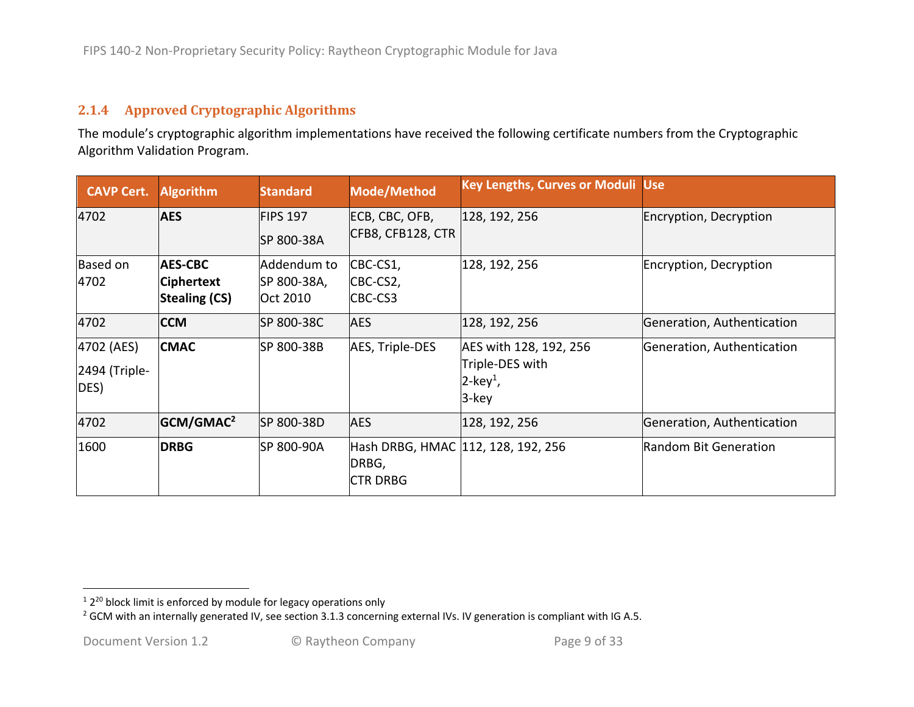### 2.1.4 Approved Cryptographic Algorithms

The module's cryptographic algorithm implementations have received the following certificate numbers from the Cryptographic Algorithm Validation Program.

| CAVP Cert. | Algorithm | Standard | Mode/Method | Key Lengths, Curves or Moduli | Use |
|---|---|---|---|---|---|
| 4702 | **AES** | FIPS 197<br>SP 800-38A | ECB, CBC, OFB, CFB8, CFB128, CTR | 128, 192, 256 | Encryption, Decryption |
| Based on 4702 | **AES-CBC Ciphertext Stealing (CS)** | Addendum to SP 800-38A, Oct 2010 | CBC-CS1, CBC-CS2, CBC-CS3 | 128, 192, 256 | Encryption, Decryption |
| 4702 | **CCM** | SP 800-38C | AES | 128, 192, 256 | Generation, Authentication |
| 4702 (AES)<br>2494 (Triple-DES) | **CMAC** | SP 800-38B | AES, Triple-DES | AES with 128, 192, 256<br>Triple-DES with<br>2-key[1],<br>3-key | Generation, Authentication |
| 4702 | **GCM/GMAC**[2] | SP 800-38D | AES | 128, 192, 256 | Generation, Authentication |
| 1600 | **DRBG** | SP 800-90A | Hash DRBG, HMAC DRBG,<br>CTR DRBG | 112, 128, 192, 256 | Random Bit Generation |

---

[1] $2^{20}$ block limit is enforced by module for legacy operations only

[2] GCM with an internally generated IV, see section 3.1.3 concerning external IVs. IV generation is compliant with IG A.5.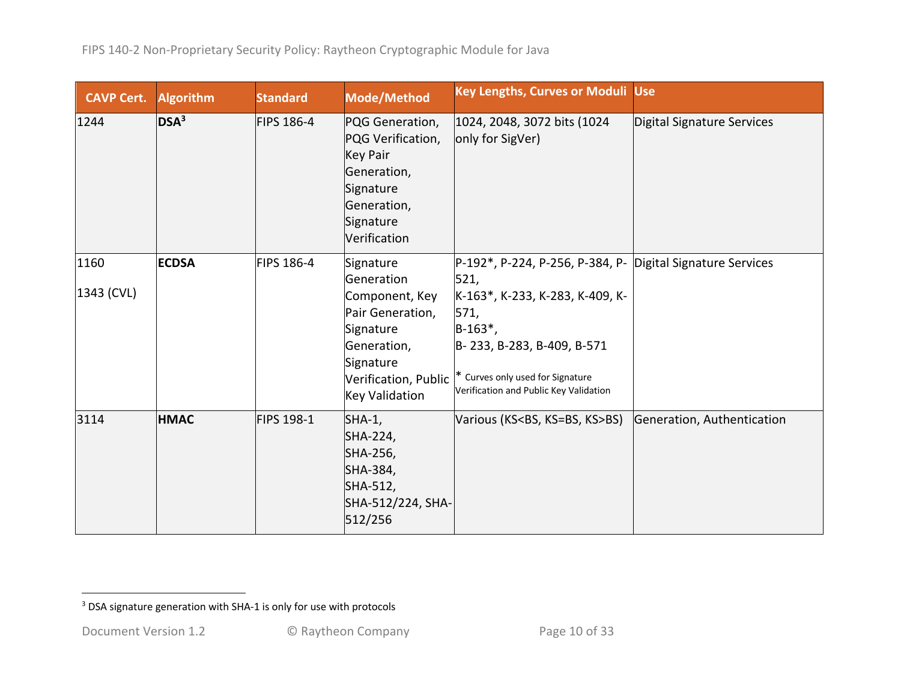| CAVP Cert. | Algorithm | Standard | Mode/Method | Key Lengths, Curves or Moduli | Use |
|---|---|---|---|---|---|
| 1244 | **DSA**[3] | FIPS 186-4 | PQG Generation, PQG Verification, Key Pair Generation, Signature Generation, Signature Verification | 1024, 2048, 3072 bits (1024 only for SigVer) | Digital Signature Services |
| 1160<br><br>1343 (CVL) | **ECDSA** | FIPS 186-4 | Signature Generation Component, Key Pair Generation, Signature Generation, Signature Verification, Public Key Validation | P-192*, P-224, P-256, P-384, P-521,<br>K-163*, K-233, K-283, K-409, K-571,<br>B-163*,<br>B- 233, B-283, B-409, B-571<br><br>* Curves only used for Signature Verification and Public Key Validation | Digital Signature Services |
| 3114 | **HMAC** | FIPS 198-1 | SHA-1, SHA-224, SHA-256, SHA-384, SHA-512, SHA-512/224, SHA-512/256 | Various (KS<BS, KS=BS, KS>BS) | Generation, Authentication |

[3] DSA signature generation with SHA-1 is only for use with protocols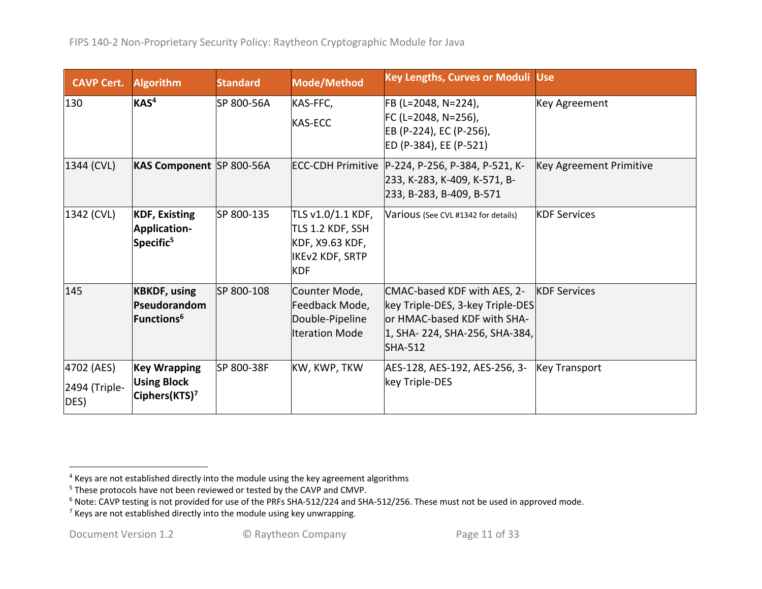| CAVP Cert. | Algorithm | Standard | Mode/Method | Key Lengths, Curves or Moduli | Use |
|---|---|---|---|---|---|
| 130 | **KAS**[4] | SP 800-56A | KAS-FFC, KAS-ECC | FB (L=2048, N=224), FC (L=2048, N=256), EB (P-224), EC (P-256), ED (P-384), EE (P-521) | Key Agreement |
| 1344 (CVL) | **KAS Component** | SP 800-56A | ECC-CDH Primitive | P-224, P-256, P-384, P-521, K-233, K-283, K-409, K-571, B-233, B-283, B-409, B-571 | Key Agreement Primitive |
| 1342 (CVL) | **KDF, Existing Application-Specific**[5] | SP 800-135 | TLS v1.0/1.1 KDF, TLS 1.2 KDF, SSH KDF, X9.63 KDF, IKEv2 KDF, SRTP KDF | Various (See CVL #1342 for details) | KDF Services |
| 145 | **KBKDF, using Pseudorandom Functions**[6] | SP 800-108 | Counter Mode, Feedback Mode, Double-Pipeline Iteration Mode | CMAC-based KDF with AES, 2-key Triple-DES, 3-key Triple-DES or HMAC-based KDF with SHA-1, SHA- 224, SHA-256, SHA-384, SHA-512 | KDF Services |
| 4702 (AES) 2494 (Triple-DES) | **Key Wrapping Using Block Ciphers(KTS)**[7] | SP 800-38F | KW, KWP, TKW | AES-128, AES-192, AES-256, 3-key Triple-DES | Key Transport |

[4] Keys are not established directly into the module using the key agreement algorithms

[5] These protocols have not been reviewed or tested by the CAVP and CMVP.

[6] Note: CAVP testing is not provided for use of the PRFs SHA-512/224 and SHA-512/256. These must not be used in approved mode.

[7] Keys are not established directly into the module using key unwrapping.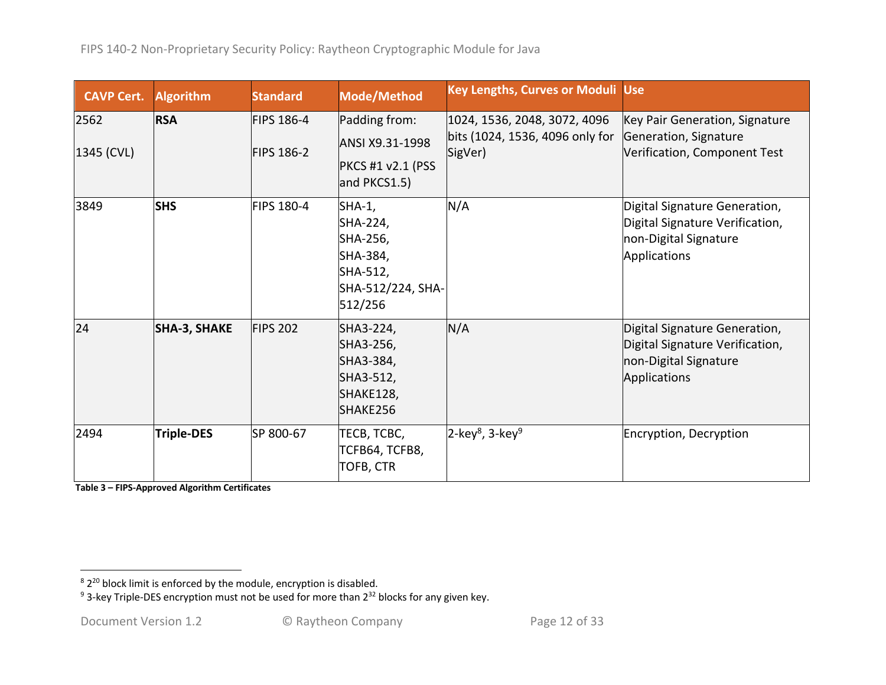| CAVP Cert. | Algorithm | Standard | Mode/Method | Key Lengths, Curves or Moduli | Use |
|---|---|---|---|---|---|
| 2562<br><br>1345 (CVL) | **RSA** | FIPS 186-4<br><br>FIPS 186-2 | Padding from:<br>ANSI X9.31-1998<br>PKCS #1 v2.1 (PSS and PKCS1.5) | 1024, 1536, 2048, 3072, 4096 bits (1024, 1536, 4096 only for SigVer) | Key Pair Generation, Signature Generation, Signature Verification, Component Test |
| 3849 | **SHS** | FIPS 180-4 | SHA-1, SHA-224, SHA-256, SHA-384, SHA-512, SHA-512/224, SHA-512/256 | N/A | Digital Signature Generation, Digital Signature Verification, non-Digital Signature Applications |
| 24 | **SHA-3, SHAKE** | FIPS 202 | SHA3-224, SHA3-256, SHA3-384, SHA3-512, SHAKE128, SHAKE256 | N/A | Digital Signature Generation, Digital Signature Verification, non-Digital Signature Applications |
| 2494 | **Triple-DES** | SP 800-67 | TECB, TCBC, TCFB64, TCFB8, TOFB, CTR | 2-key[8], 3-key[9] | Encryption, Decryption |

**Table 3 – FIPS-Approved Algorithm Certificates**

[8] $2^{20}$ block limit is enforced by the module, encryption is disabled.

[9] 3-key Triple-DES encryption must not be used for more than $2^{32}$ blocks for any given key.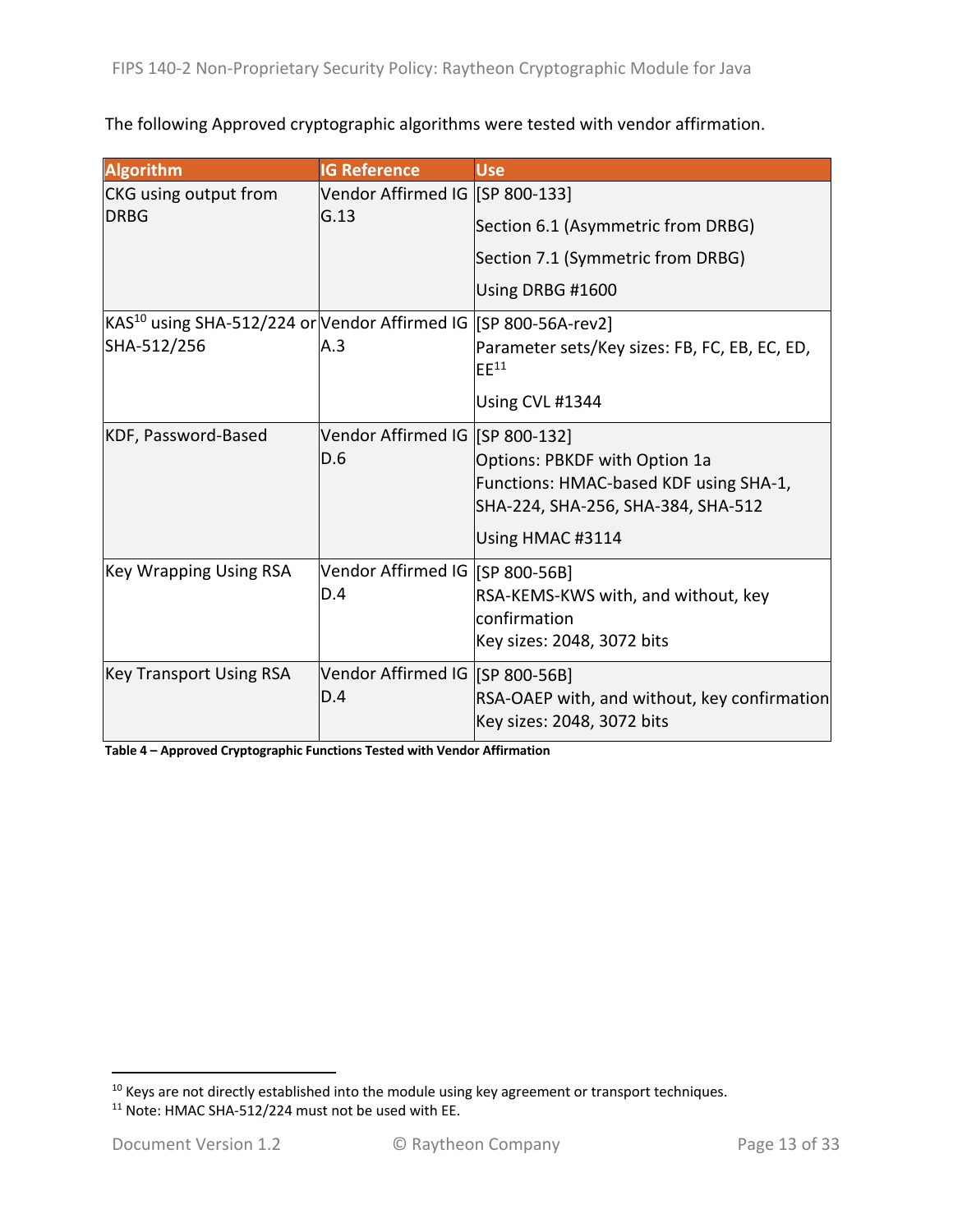The following Approved cryptographic algorithms were tested with vendor affirmation.

| Algorithm | IG Reference | Use |
|---|---|---|
| CKG using output from DRBG | Vendor Affirmed IG G.13 | [SP 800-133]<br>Section 6.1 (Asymmetric from DRBG)<br>Section 7.1 (Symmetric from DRBG)<br>Using DRBG #1600 |
| KAS[10] using SHA-512/224 or SHA-512/256 | Vendor Affirmed IG A.3 | [SP 800-56A-rev2]<br>Parameter sets/Key sizes: FB, FC, EB, EC, ED, EE[11]<br>Using CVL #1344 |
| KDF, Password-Based | Vendor Affirmed IG D.6 | [SP 800-132]<br>Options: PBKDF with Option 1a<br>Functions: HMAC-based KDF using SHA-1, SHA-224, SHA-256, SHA-384, SHA-512<br>Using HMAC #3114 |
| Key Wrapping Using RSA | Vendor Affirmed IG D.4 | [SP 800-56B]<br>RSA-KEMS-KWS with, and without, key confirmation<br>Key sizes: 2048, 3072 bits |
| Key Transport Using RSA | Vendor Affirmed IG D.4 | [SP 800-56B]<br>RSA-OAEP with, and without, key confirmation<br>Key sizes: 2048, 3072 bits |

**Table 4 – Approved Cryptographic Functions Tested with Vendor Affirmation**

[10] Keys are not directly established into the module using key agreement or transport techniques.
[11] Note: HMAC SHA-512/224 must not be used with EE.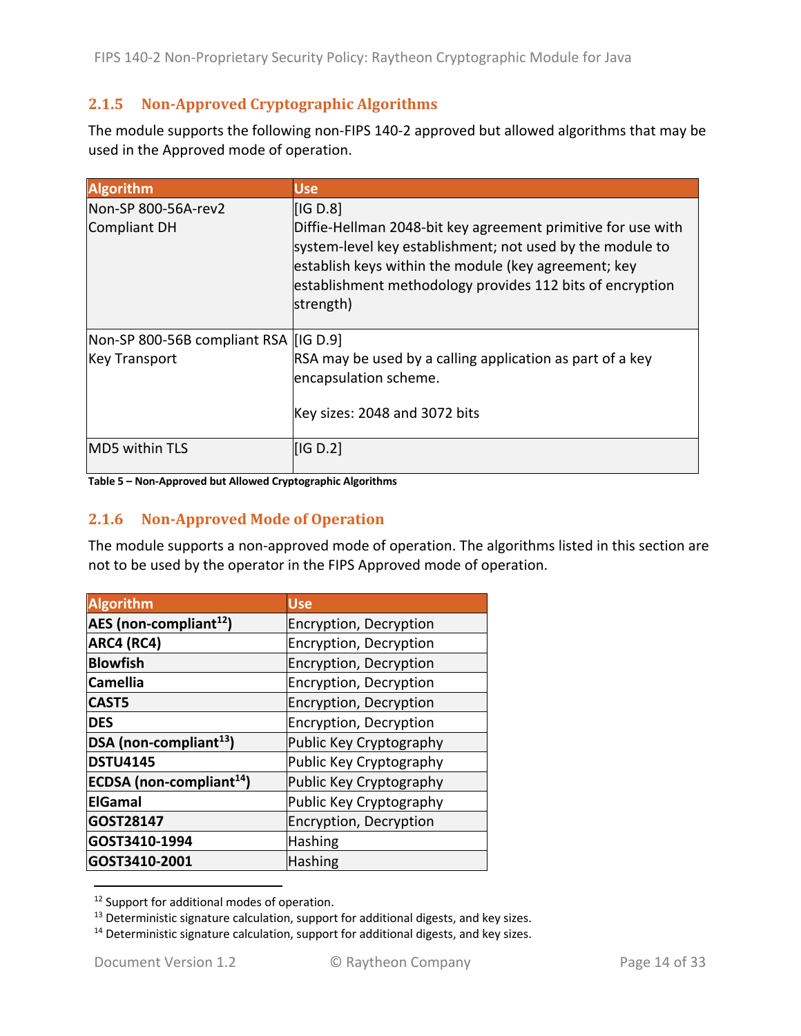### 2.1.5 Non-Approved Cryptographic Algorithms

The module supports the following non-FIPS 140-2 approved but allowed algorithms that may be used in the Approved mode of operation.

| Algorithm | Use |
|---|---|
| Non-SP 800-56A-rev2 Compliant DH | [IG D.8] Diffie-Hellman 2048-bit key agreement primitive for use with system-level key establishment; not used by the module to establish keys within the module (key agreement; key establishment methodology provides 112 bits of encryption strength) |
| Non-SP 800-56B compliant RSA Key Transport | [IG D.9] RSA may be used by a calling application as part of a key encapsulation scheme.<br><br>Key sizes: 2048 and 3072 bits |
| MD5 within TLS | [IG D.2] |

**Table 5 – Non-Approved but Allowed Cryptographic Algorithms**

### 2.1.6 Non-Approved Mode of Operation

The module supports a non-approved mode of operation. The algorithms listed in this section are not to be used by the operator in the FIPS Approved mode of operation.

| Algorithm | Use |
|---|---|
| **AES (non-compliant[12])** | Encryption, Decryption |
| **ARC4 (RC4)** | Encryption, Decryption |
| **Blowfish** | Encryption, Decryption |
| **Camellia** | Encryption, Decryption |
| **CAST5** | Encryption, Decryption |
| **DES** | Encryption, Decryption |
| **DSA (non-compliant[13])** | Public Key Cryptography |
| **DSTU4145** | Public Key Cryptography |
| **ECDSA (non-compliant[14])** | Public Key Cryptography |
| **ElGamal** | Public Key Cryptography |
| **GOST28147** | Encryption, Decryption |
| **GOST3410-1994** | Hashing |
| **GOST3410-2001** | Hashing |

[12] Support for additional modes of operation.

[13] Deterministic signature calculation, support for additional digests, and key sizes.

[14] Deterministic signature calculation, support for additional digests, and key sizes.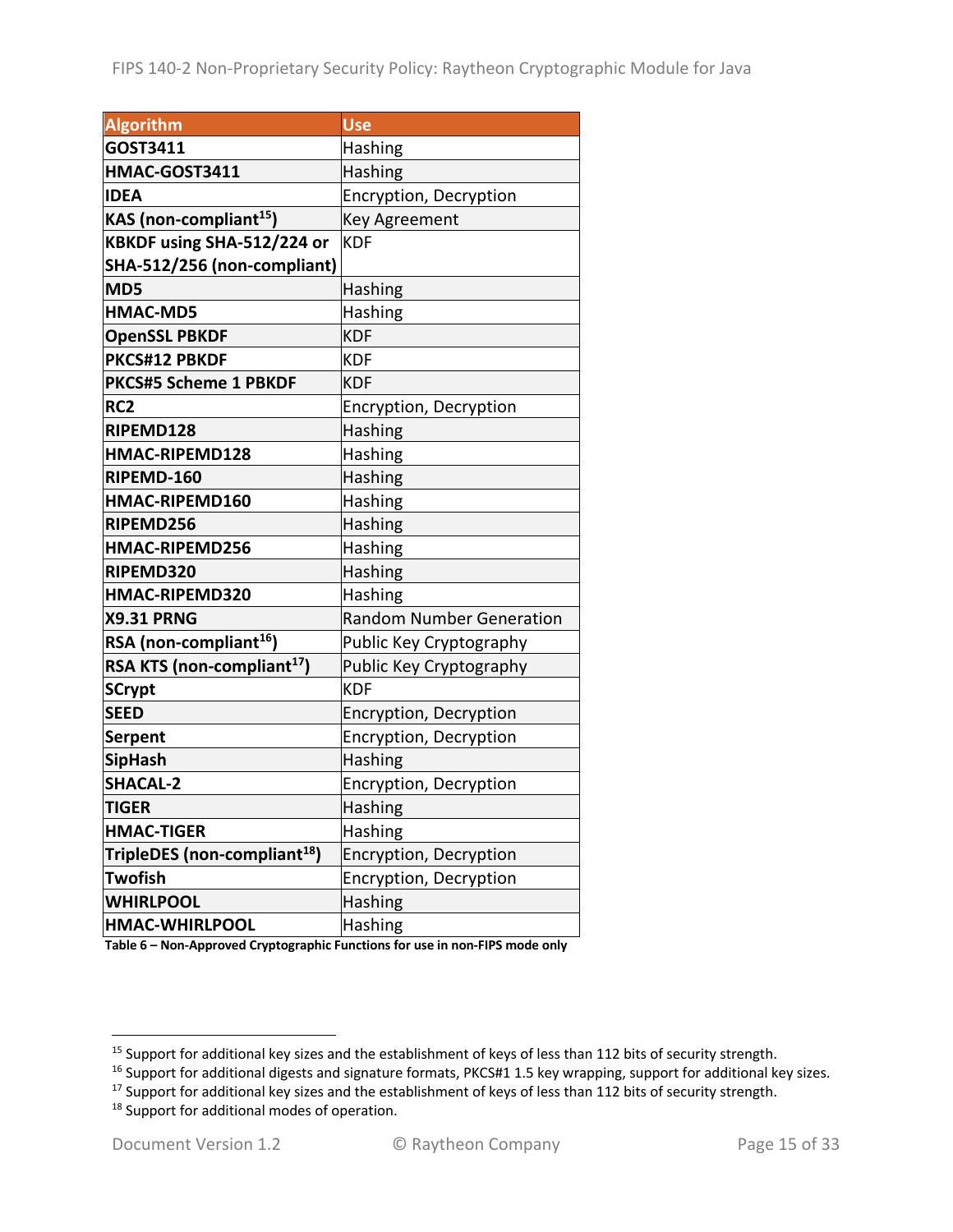| Algorithm | Use |
|---|---|
| **GOST3411** | Hashing |
| **HMAC-GOST3411** | Hashing |
| **IDEA** | Encryption, Decryption |
| **KAS (non-compliant[15])** | Key Agreement |
| **KBKDF using SHA-512/224 or SHA-512/256 (non-compliant)** | KDF |
| **MD5** | Hashing |
| **HMAC-MD5** | Hashing |
| **OpenSSL PBKDF** | KDF |
| **PKCS#12 PBKDF** | KDF |
| **PKCS#5 Scheme 1 PBKDF** | KDF |
| **RC2** | Encryption, Decryption |
| **RIPEMD128** | Hashing |
| **HMAC-RIPEMD128** | Hashing |
| **RIPEMD-160** | Hashing |
| **HMAC-RIPEMD160** | Hashing |
| **RIPEMD256** | Hashing |
| **HMAC-RIPEMD256** | Hashing |
| **RIPEMD320** | Hashing |
| **HMAC-RIPEMD320** | Hashing |
| **X9.31 PRNG** | Random Number Generation |
| **RSA (non-compliant[16])** | Public Key Cryptography |
| **RSA KTS (non-compliant[17])** | Public Key Cryptography |
| **SCrypt** | KDF |
| **SEED** | Encryption, Decryption |
| **Serpent** | Encryption, Decryption |
| **SipHash** | Hashing |
| **SHACAL-2** | Encryption, Decryption |
| **TIGER** | Hashing |
| **HMAC-TIGER** | Hashing |
| **TripleDES (non-compliant[18])** | Encryption, Decryption |
| **Twofish** | Encryption, Decryption |
| **WHIRLPOOL** | Hashing |
| **HMAC-WHIRLPOOL** | Hashing |

**Table 6 – Non-Approved Cryptographic Functions for use in non-FIPS mode only**

---

[15] Support for additional key sizes and the establishment of keys of less than 112 bits of security strength.

[16] Support for additional digests and signature formats, PKCS#1 1.5 key wrapping, support for additional key sizes.

[17] Support for additional key sizes and the establishment of keys of less than 112 bits of security strength.

[18] Support for additional modes of operation.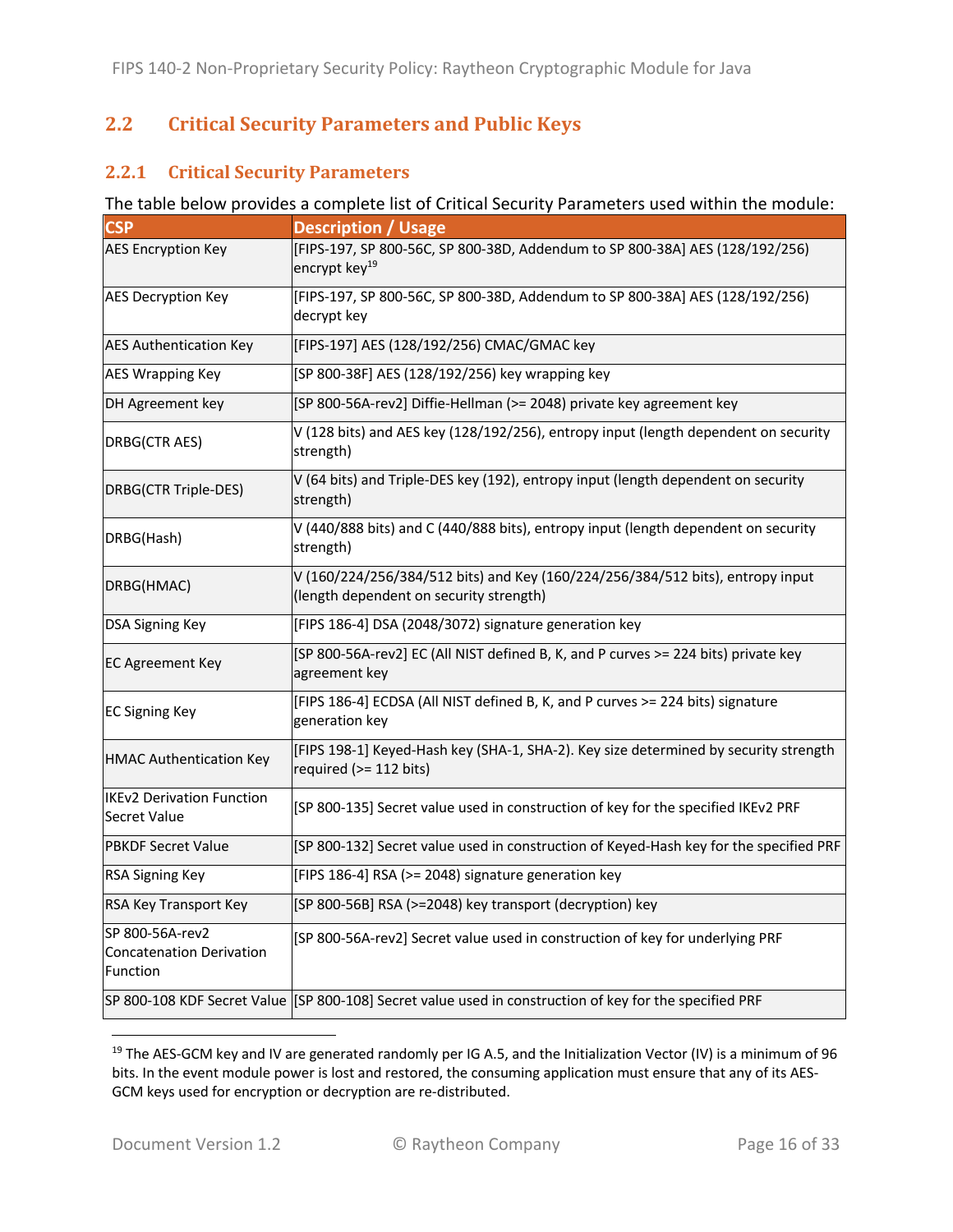## 2.2 Critical Security Parameters and Public Keys

### 2.2.1 Critical Security Parameters

The table below provides a complete list of Critical Security Parameters used within the module:

| CSP | Description / Usage |
|---|---|
| AES Encryption Key | [FIPS-197, SP 800-56C, SP 800-38D, Addendum to SP 800-38A] AES (128/192/256) encrypt key[19] |
| AES Decryption Key | [FIPS-197, SP 800-56C, SP 800-38D, Addendum to SP 800-38A] AES (128/192/256) decrypt key |
| AES Authentication Key | [FIPS-197] AES (128/192/256) CMAC/GMAC key |
| AES Wrapping Key | [SP 800-38F] AES (128/192/256) key wrapping key |
| DH Agreement key | [SP 800-56A-rev2] Diffie-Hellman (>= 2048) private key agreement key |
| DRBG(CTR AES) | V (128 bits) and AES key (128/192/256), entropy input (length dependent on security strength) |
| DRBG(CTR Triple-DES) | V (64 bits) and Triple-DES key (192), entropy input (length dependent on security strength) |
| DRBG(Hash) | V (440/888 bits) and C (440/888 bits), entropy input (length dependent on security strength) |
| DRBG(HMAC) | V (160/224/256/384/512 bits) and Key (160/224/256/384/512 bits), entropy input (length dependent on security strength) |
| DSA Signing Key | [FIPS 186-4] DSA (2048/3072) signature generation key |
| EC Agreement Key | [SP 800-56A-rev2] EC (All NIST defined B, K, and P curves >= 224 bits) private key agreement key |
| EC Signing Key | [FIPS 186-4] ECDSA (All NIST defined B, K, and P curves >= 224 bits) signature generation key |
| HMAC Authentication Key | [FIPS 198-1] Keyed-Hash key (SHA-1, SHA-2). Key size determined by security strength required (>= 112 bits) |
| IKEv2 Derivation Function Secret Value | [SP 800-135] Secret value used in construction of key for the specified IKEv2 PRF |
| PBKDF Secret Value | [SP 800-132] Secret value used in construction of Keyed-Hash key for the specified PRF |
| RSA Signing Key | [FIPS 186-4] RSA (>= 2048) signature generation key |
| RSA Key Transport Key | [SP 800-56B] RSA (>=2048) key transport (decryption) key |
| SP 800-56A-rev2 Concatenation Derivation Function | [SP 800-56A-rev2] Secret value used in construction of key for underlying PRF |
| SP 800-108 KDF Secret Value | [SP 800-108] Secret value used in construction of key for the specified PRF |

[19] The AES-GCM key and IV are generated randomly per IG A.5, and the Initialization Vector (IV) is a minimum of 96 bits. In the event module power is lost and restored, the consuming application must ensure that any of its AES-GCM keys used for encryption or decryption are re-distributed.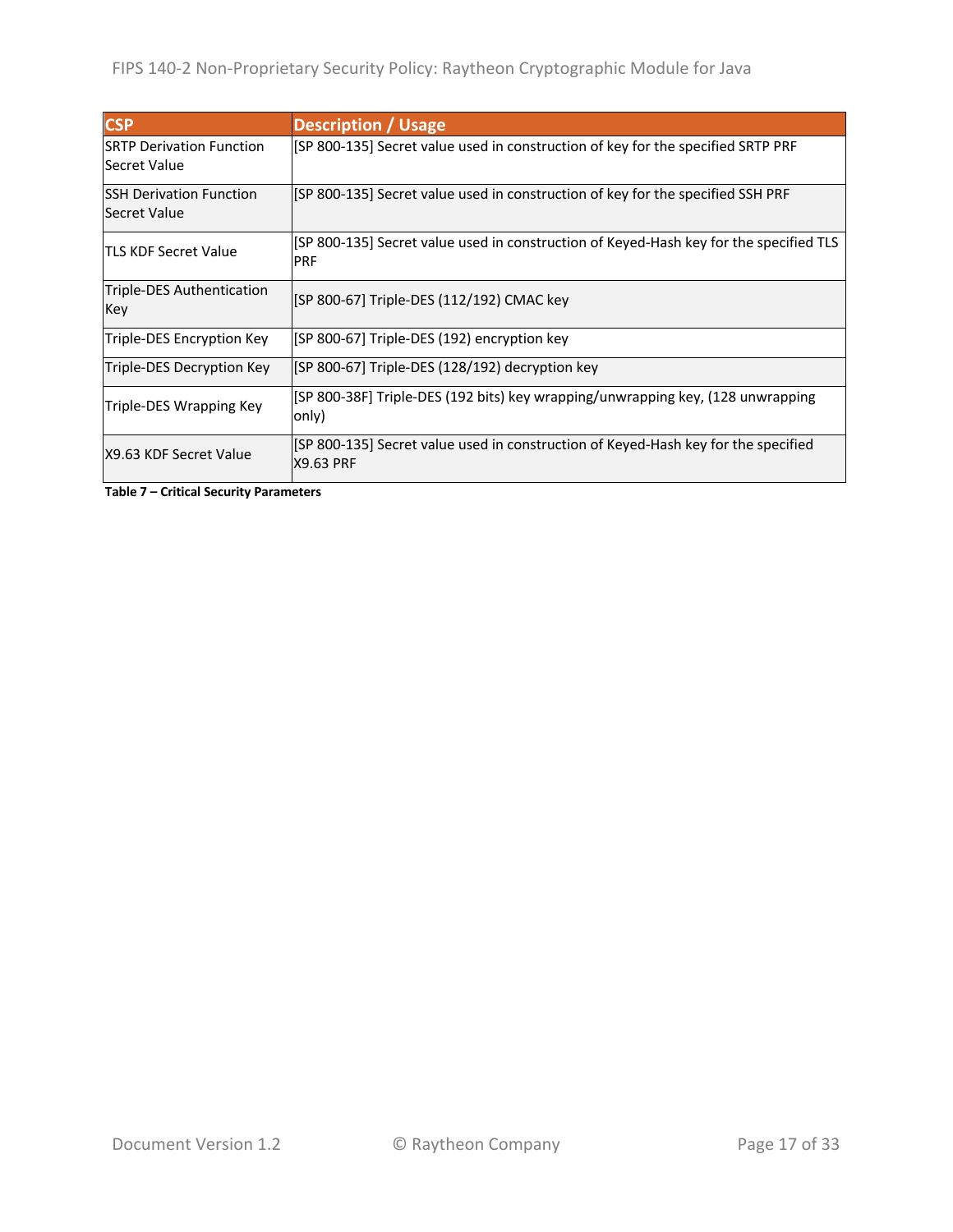| CSP | Description / Usage |
| --- | --- |
| SRTP Derivation Function Secret Value | [SP 800-135] Secret value used in construction of key for the specified SRTP PRF |
| SSH Derivation Function Secret Value | [SP 800-135] Secret value used in construction of key for the specified SSH PRF |
| TLS KDF Secret Value | [SP 800-135] Secret value used in construction of Keyed-Hash key for the specified TLS PRF |
| Triple-DES Authentication Key | [SP 800-67] Triple-DES (112/192) CMAC key |
| Triple-DES Encryption Key | [SP 800-67] Triple-DES (192) encryption key |
| Triple-DES Decryption Key | [SP 800-67] Triple-DES (128/192) decryption key |
| Triple-DES Wrapping Key | [SP 800-38F] Triple-DES (192 bits) key wrapping/unwrapping key, (128 unwrapping only) |
| X9.63 KDF Secret Value | [SP 800-135] Secret value used in construction of Keyed-Hash key for the specified X9.63 PRF |

**Table 7 – Critical Security Parameters**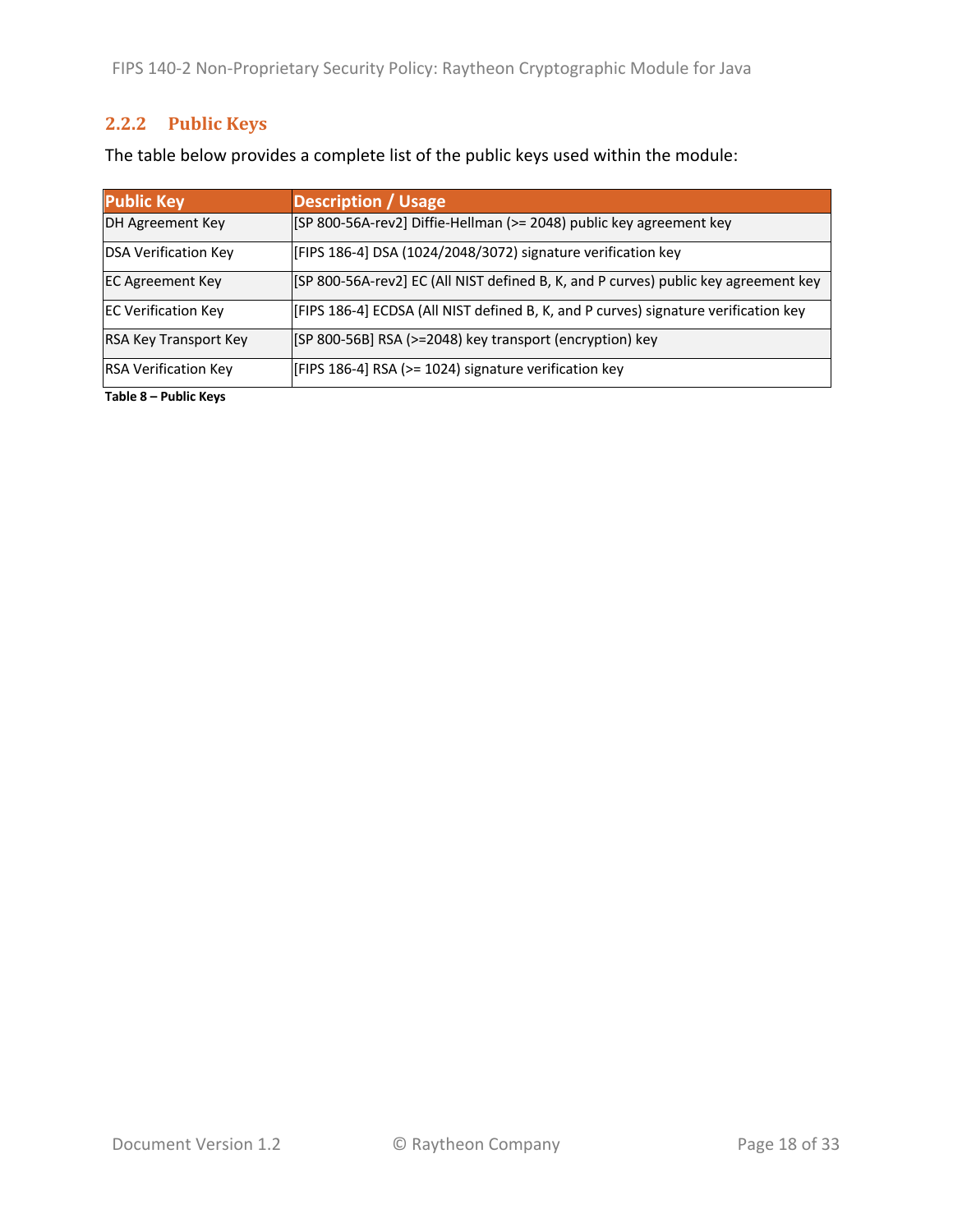### 2.2.2 Public Keys

The table below provides a complete list of the public keys used within the module:

| Public Key | Description / Usage |
| --- | --- |
| DH Agreement Key | [SP 800-56A-rev2] Diffie-Hellman (>= 2048) public key agreement key |
| DSA Verification Key | [FIPS 186-4] DSA (1024/2048/3072) signature verification key |
| EC Agreement Key | [SP 800-56A-rev2] EC (All NIST defined B, K, and P curves) public key agreement key |
| EC Verification Key | [FIPS 186-4] ECDSA (All NIST defined B, K, and P curves) signature verification key |
| RSA Key Transport Key | [SP 800-56B] RSA (>=2048) key transport (encryption) key |
| RSA Verification Key | [FIPS 186-4] RSA (>= 1024) signature verification key |

**Table 8 – Public Keys**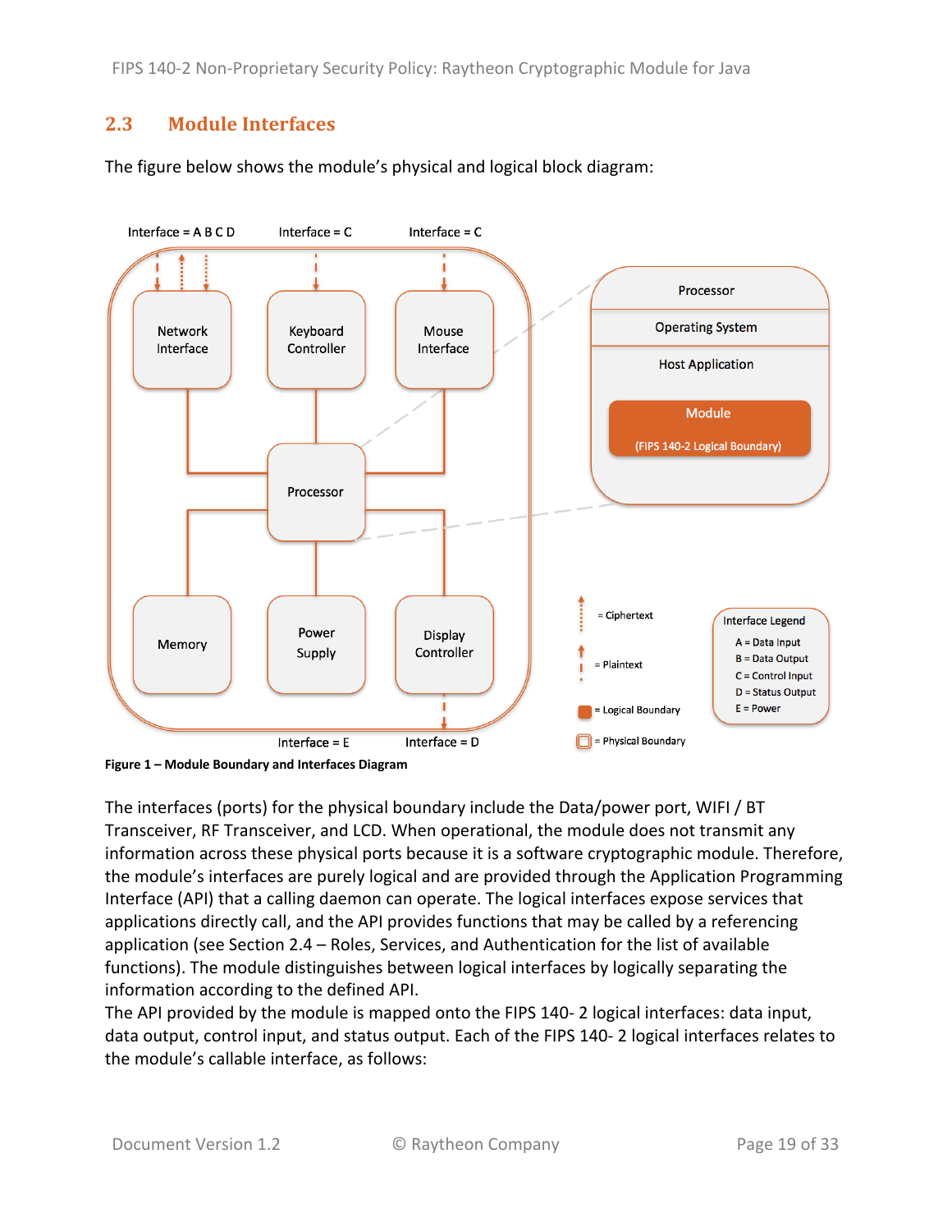## 2.3 Module Interfaces

The figure below shows the module's physical and logical block diagram:

**Figure 1 – Module Boundary and Interfaces Diagram**

The interfaces (ports) for the physical boundary include the Data/power port, WIFI / BT Transceiver, RF Transceiver, and LCD. When operational, the module does not transmit any information across these physical ports because it is a software cryptographic module. Therefore, the module's interfaces are purely logical and are provided through the Application Programming Interface (API) that a calling daemon can operate. The logical interfaces expose services that applications directly call, and the API provides functions that may be called by a referencing application (see Section 2.4 – Roles, Services, and Authentication for the list of available functions). The module distinguishes between logical interfaces by logically separating the information according to the defined API.

The API provided by the module is mapped onto the FIPS 140- 2 logical interfaces: data input, data output, control input, and status output. Each of the FIPS 140- 2 logical interfaces relates to the module's callable interface, as follows: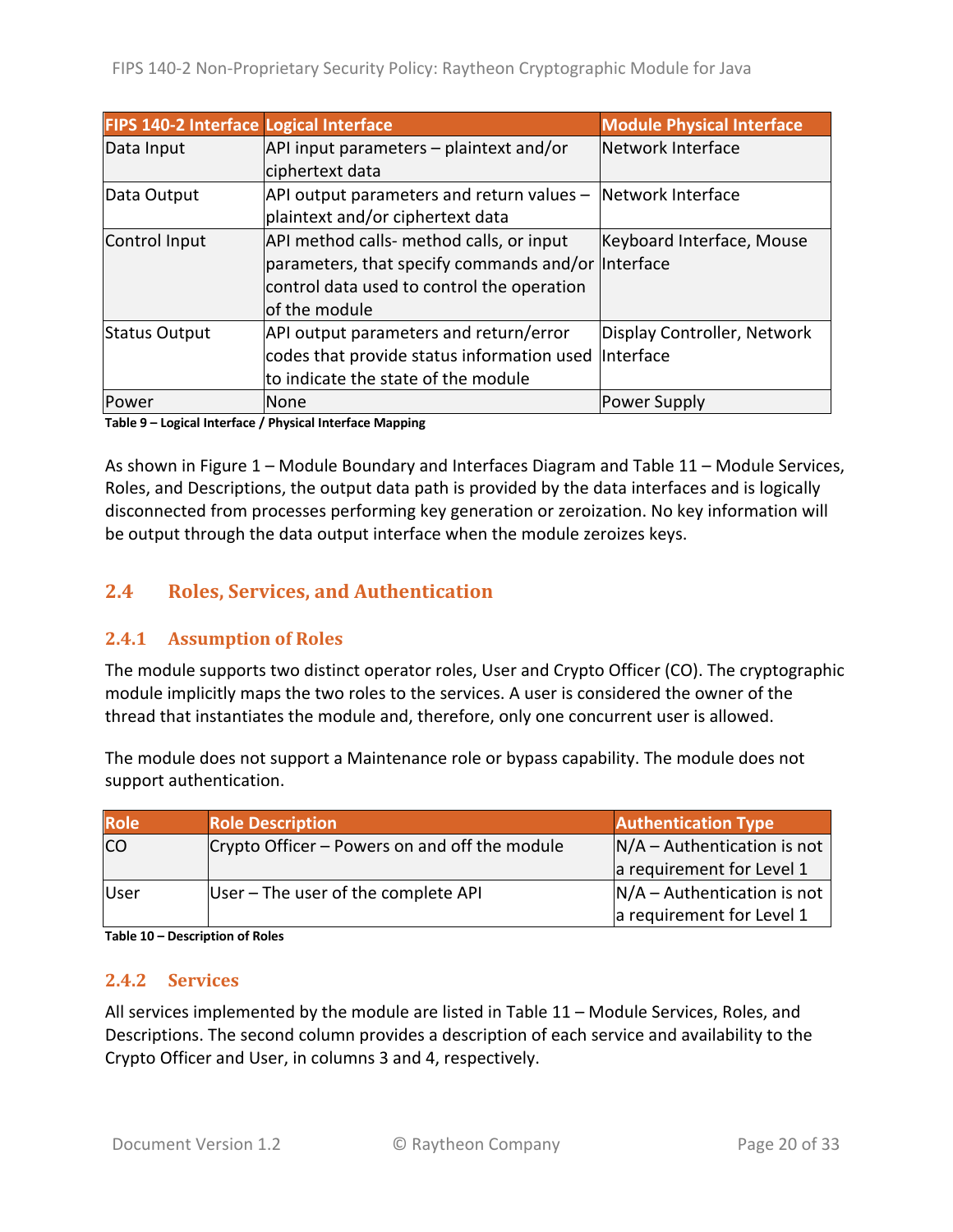| FIPS 140-2 Interface | Logical Interface | Module Physical Interface |
|---|---|---|
| Data Input | API input parameters – plaintext and/or ciphertext data | Network Interface |
| Data Output | API output parameters and return values – plaintext and/or ciphertext data | Network Interface |
| Control Input | API method calls- method calls, or input parameters, that specify commands and/or control data used to control the operation of the module | Keyboard Interface, Mouse Interface |
| Status Output | API output parameters and return/error codes that provide status information used to indicate the state of the module | Display Controller, Network Interface |
| Power | None | Power Supply |

**Table 9 – Logical Interface / Physical Interface Mapping**

As shown in Figure 1 – Module Boundary and Interfaces Diagram and Table 11 – Module Services, Roles, and Descriptions, the output data path is provided by the data interfaces and is logically disconnected from processes performing key generation or zeroization. No key information will be output through the data output interface when the module zeroizes keys.

## 2.4 Roles, Services, and Authentication

### 2.4.1 Assumption of Roles

The module supports two distinct operator roles, User and Crypto Officer (CO). The cryptographic module implicitly maps the two roles to the services. A user is considered the owner of the thread that instantiates the module and, therefore, only one concurrent user is allowed.

The module does not support a Maintenance role or bypass capability. The module does not support authentication.

| Role | Role Description | Authentication Type |
|---|---|---|
| CO | Crypto Officer – Powers on and off the module | N/A – Authentication is not a requirement for Level 1 |
| User | User – The user of the complete API | N/A – Authentication is not a requirement for Level 1 |

**Table 10 – Description of Roles**

### 2.4.2 Services

All services implemented by the module are listed in Table 11 – Module Services, Roles, and Descriptions. The second column provides a description of each service and availability to the Crypto Officer and User, in columns 3 and 4, respectively.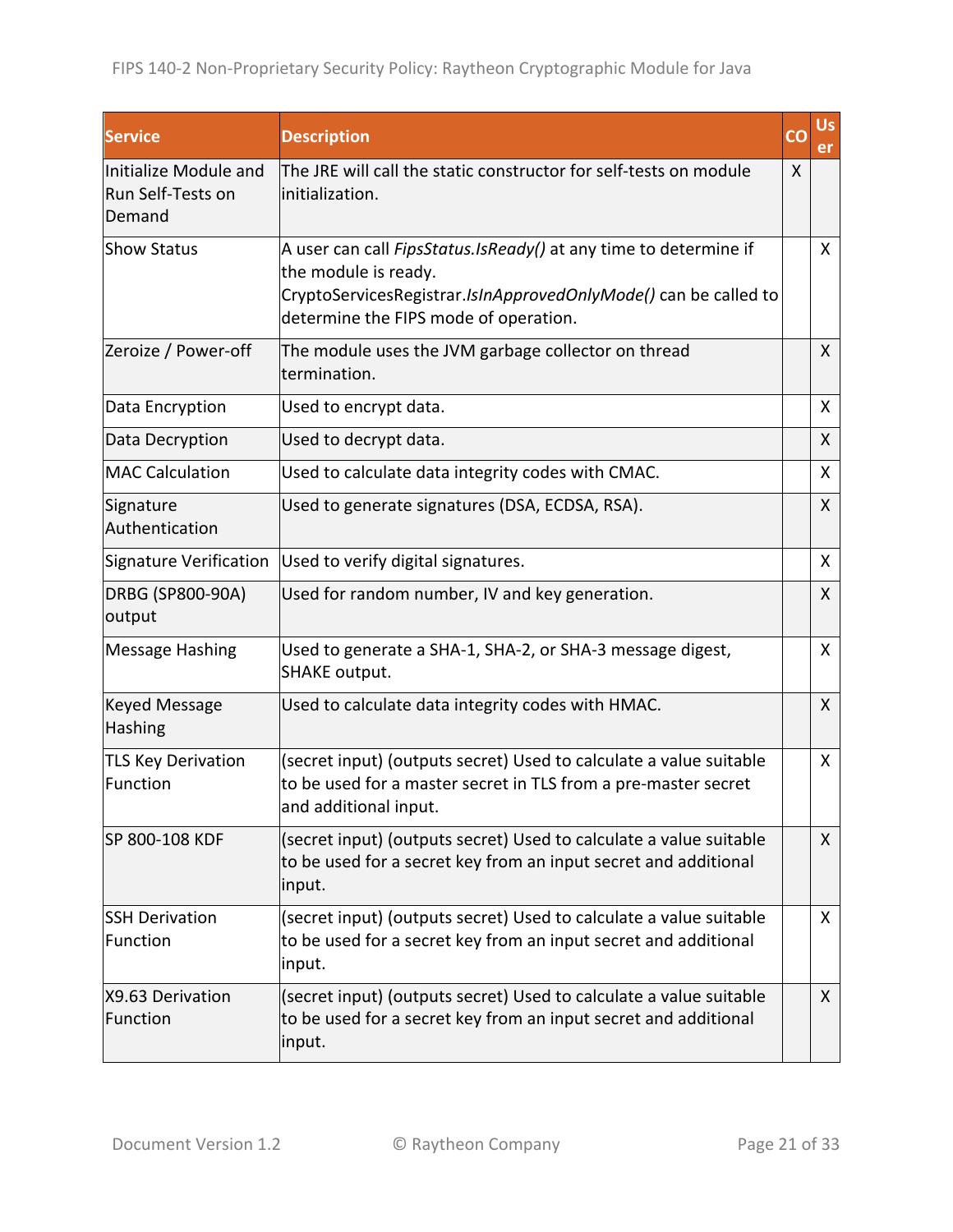| Service | Description | CO | User |
| --- | --- | --- | --- |
| Initialize Module and Run Self-Tests on Demand | The JRE will call the static constructor for self-tests on module initialization. | X | |
| Show Status | A user can call *FipsStatus.IsReady()* at any time to determine if the module is ready. CryptoServicesRegistrar.*IsInApprovedOnlyMode()* can be called to determine the FIPS mode of operation. | | X |
| Zeroize / Power-off | The module uses the JVM garbage collector on thread termination. | | X |
| Data Encryption | Used to encrypt data. | | X |
| Data Decryption | Used to decrypt data. | | X |
| MAC Calculation | Used to calculate data integrity codes with CMAC. | | X |
| Signature Authentication | Used to generate signatures (DSA, ECDSA, RSA). | | X |
| Signature Verification | Used to verify digital signatures. | | X |
| DRBG (SP800-90A) output | Used for random number, IV and key generation. | | X |
| Message Hashing | Used to generate a SHA-1, SHA-2, or SHA-3 message digest, SHAKE output. | | X |
| Keyed Message Hashing | Used to calculate data integrity codes with HMAC. | | X |
| TLS Key Derivation Function | (secret input) (outputs secret) Used to calculate a value suitable to be used for a master secret in TLS from a pre-master secret and additional input. | | X |
| SP 800-108 KDF | (secret input) (outputs secret) Used to calculate a value suitable to be used for a secret key from an input secret and additional input. | | X |
| SSH Derivation Function | (secret input) (outputs secret) Used to calculate a value suitable to be used for a secret key from an input secret and additional input. | | X |
| X9.63 Derivation Function | (secret input) (outputs secret) Used to calculate a value suitable to be used for a secret key from an input secret and additional input. | | X |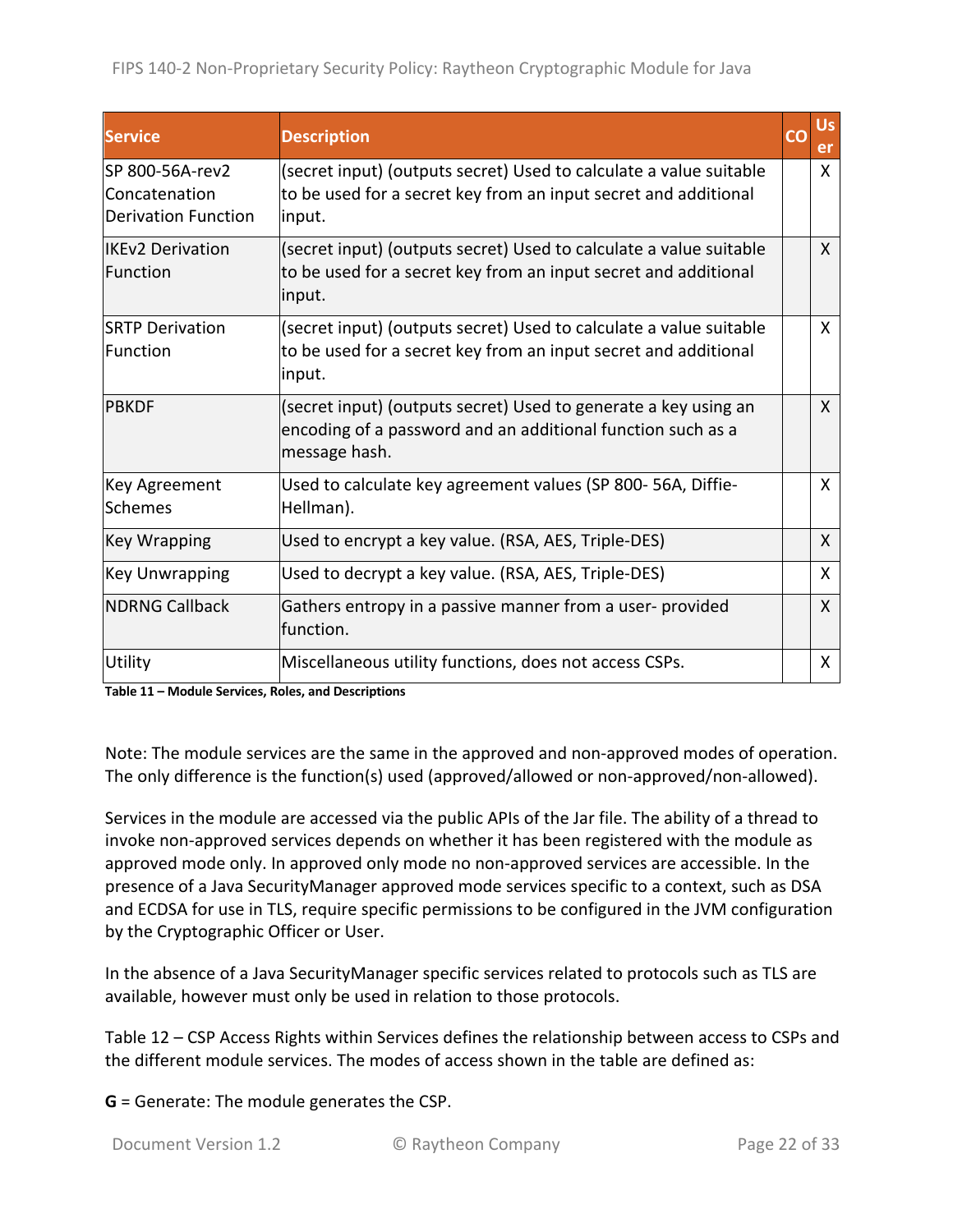| Service | Description | CO | User |
|---|---|---|---|
| SP 800-56A-rev2 Concatenation Derivation Function | (secret input) (outputs secret) Used to calculate a value suitable to be used for a secret key from an input secret and additional input. | | X |
| IKEv2 Derivation Function | (secret input) (outputs secret) Used to calculate a value suitable to be used for a secret key from an input secret and additional input. | | X |
| SRTP Derivation Function | (secret input) (outputs secret) Used to calculate a value suitable to be used for a secret key from an input secret and additional input. | | X |
| PBKDF | (secret input) (outputs secret) Used to generate a key using an encoding of a password and an additional function such as a message hash. | | X |
| Key Agreement Schemes | Used to calculate key agreement values (SP 800- 56A, Diffie-Hellman). | | X |
| Key Wrapping | Used to encrypt a key value. (RSA, AES, Triple-DES) | | X |
| Key Unwrapping | Used to decrypt a key value. (RSA, AES, Triple-DES) | | X |
| NDRNG Callback | Gathers entropy in a passive manner from a user- provided function. | | X |
| Utility | Miscellaneous utility functions, does not access CSPs. | | X |

**Table 11 – Module Services, Roles, and Descriptions**

Note: The module services are the same in the approved and non-approved modes of operation. The only difference is the function(s) used (approved/allowed or non-approved/non-allowed).

Services in the module are accessed via the public APIs of the Jar file. The ability of a thread to invoke non-approved services depends on whether it has been registered with the module as approved mode only. In approved only mode no non-approved services are accessible. In the presence of a Java SecurityManager approved mode services specific to a context, such as DSA and ECDSA for use in TLS, require specific permissions to be configured in the JVM configuration by the Cryptographic Officer or User.

In the absence of a Java SecurityManager specific services related to protocols such as TLS are available, however must only be used in relation to those protocols.

Table 12 – CSP Access Rights within Services defines the relationship between access to CSPs and the different module services. The modes of access shown in the table are defined as:

**G** = Generate: The module generates the CSP.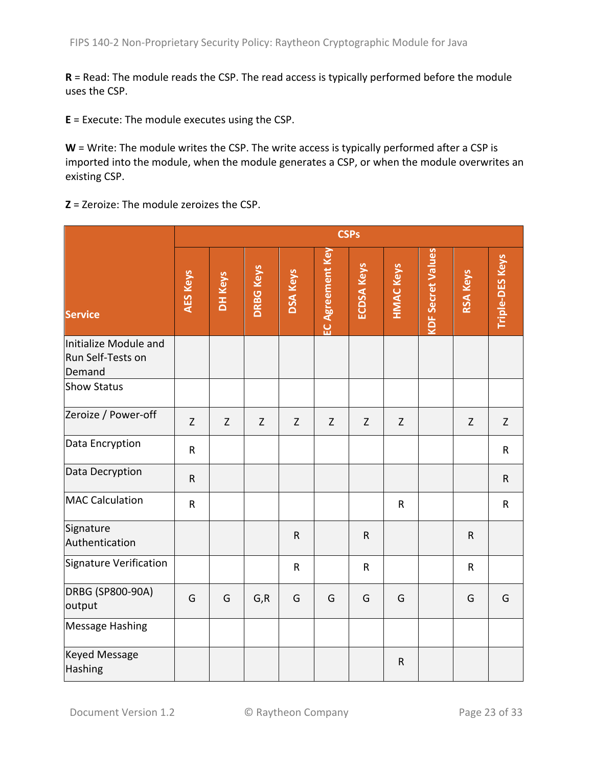**R** = Read: The module reads the CSP. The read access is typically performed before the module uses the CSP.

**E** = Execute: The module executes using the CSP.

**W** = Write: The module writes the CSP. The write access is typically performed after a CSP is imported into the module, when the module generates a CSP, or when the module overwrites an existing CSP.

**Z** = Zeroize: The module zeroizes the CSP.

| Service | CSPs | | | | | | | | | |
|---|---|---|---|---|---|---|---|---|---|---|
| | AES Keys | DH Keys | DRBG Keys | DSA Keys | EC Agreement Key | ECDSA Keys | HMAC Keys | KDF Secret Values | RSA Keys | Triple-DES Keys |
| Initialize Module and Run Self-Tests on Demand | | | | | | | | | | |
| Show Status | | | | | | | | | | |
| Zeroize / Power-off | Z | Z | Z | Z | Z | Z | Z | | Z | Z |
| Data Encryption | R | | | | | | | | | R |
| Data Decryption | R | | | | | | | | | R |
| MAC Calculation | R | | | | | | R | | | R |
| Signature Authentication | | | | R | | R | | | R | |
| Signature Verification | | | | R | | R | | | R | |
| DRBG (SP800-90A) output | G | G | G,R | G | G | G | G | | G | G |
| Message Hashing | | | | | | | | | | |
| Keyed Message Hashing | | | | | | | R | | | |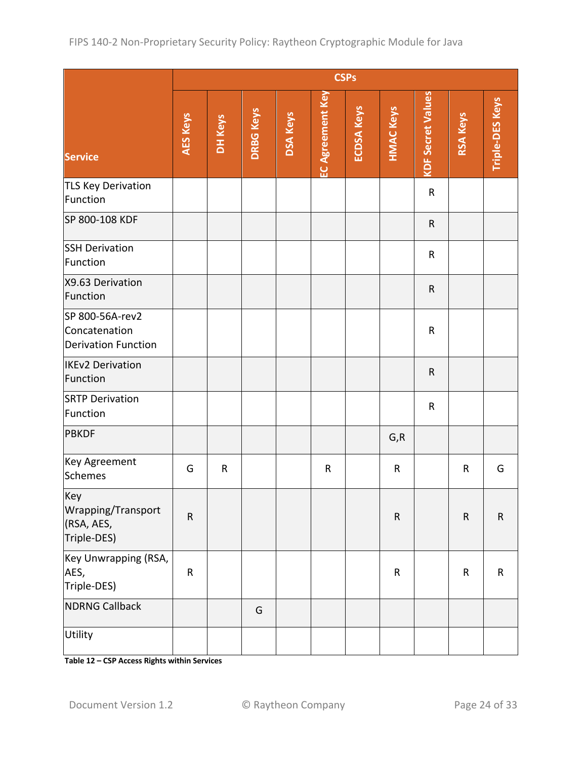| Service | CSPs | | | | | | | | | |
|---|---|---|---|---|---|---|---|---|---|---|
| | AES Keys | DH Keys | DRBG Keys | DSA Keys | EC Agreement Key | ECDSA Keys | HMAC Keys | KDF Secret Values | RSA Keys | Triple-DES Keys |
| TLS Key Derivation Function | | | | | | | | R | | |
| SP 800-108 KDF | | | | | | | | R | | |
| SSH Derivation Function | | | | | | | | R | | |
| X9.63 Derivation Function | | | | | | | | R | | |
| SP 800-56A-rev2 Concatenation Derivation Function | | | | | | | | R | | |
| IKEv2 Derivation Function | | | | | | | | R | | |
| SRTP Derivation Function | | | | | | | | R | | |
| PBKDF | | | | | | | G,R | | | |
| Key Agreement Schemes | G | R | | | R | | R | | R | G |
| Key Wrapping/Transport (RSA, AES, Triple-DES) | R | | | | | | R | | R | R |
| Key Unwrapping (RSA, AES, Triple-DES) | R | | | | | | R | | R | R |
| NDRNG Callback | | | G | | | | | | | |
| Utility | | | | | | | | | | |

**Table 12 – CSP Access Rights within Services**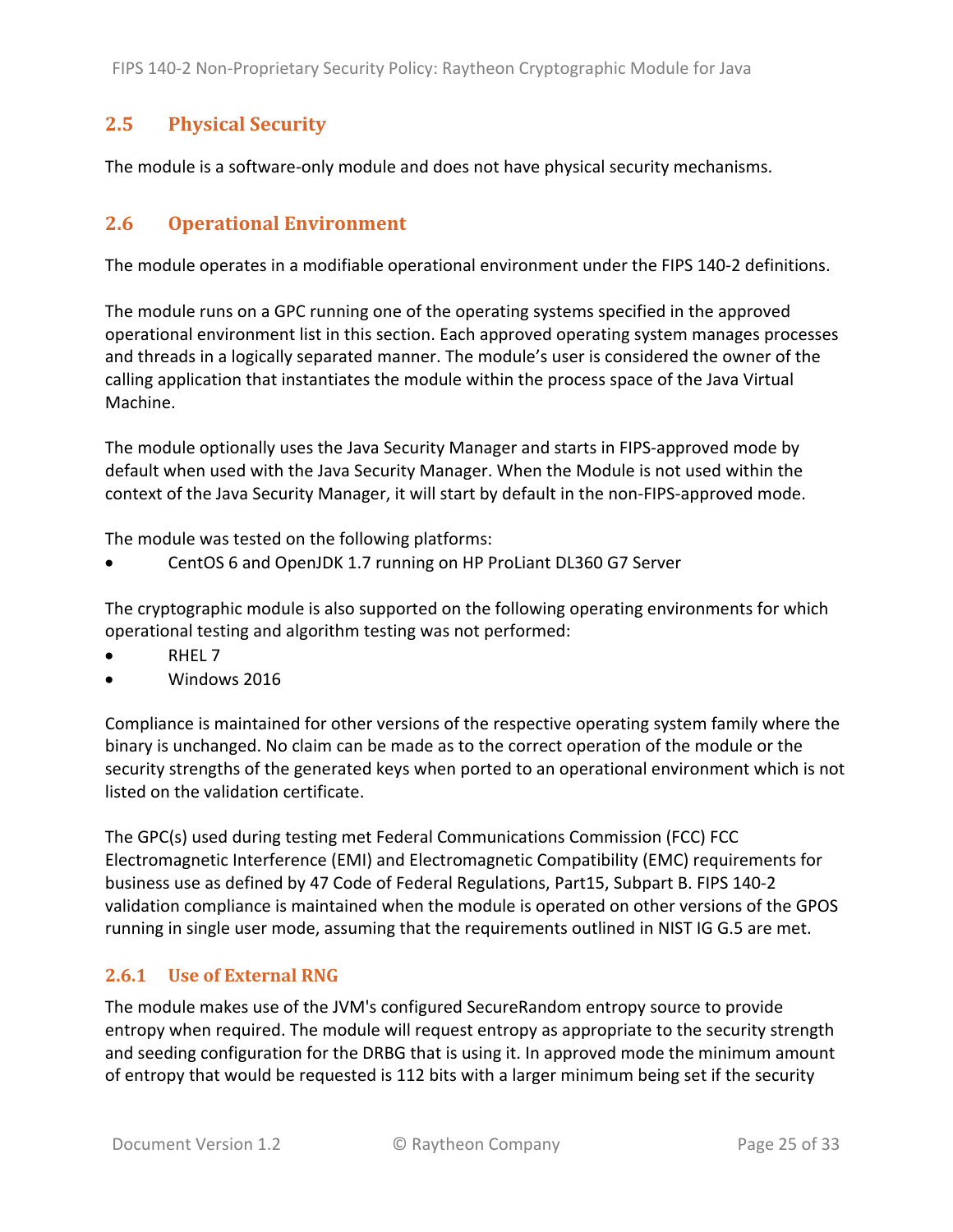## 2.5 Physical Security

The module is a software-only module and does not have physical security mechanisms.

## 2.6 Operational Environment

The module operates in a modifiable operational environment under the FIPS 140-2 definitions.

The module runs on a GPC running one of the operating systems specified in the approved operational environment list in this section. Each approved operating system manages processes and threads in a logically separated manner. The module's user is considered the owner of the calling application that instantiates the module within the process space of the Java Virtual Machine.

The module optionally uses the Java Security Manager and starts in FIPS-approved mode by default when used with the Java Security Manager. When the Module is not used within the context of the Java Security Manager, it will start by default in the non-FIPS-approved mode.

The module was tested on the following platforms:

- CentOS 6 and OpenJDK 1.7 running on HP ProLiant DL360 G7 Server

The cryptographic module is also supported on the following operating environments for which operational testing and algorithm testing was not performed:

- RHEL 7
- Windows 2016

Compliance is maintained for other versions of the respective operating system family where the binary is unchanged. No claim can be made as to the correct operation of the module or the security strengths of the generated keys when ported to an operational environment which is not listed on the validation certificate.

The GPC(s) used during testing met Federal Communications Commission (FCC) FCC Electromagnetic Interference (EMI) and Electromagnetic Compatibility (EMC) requirements for business use as defined by 47 Code of Federal Regulations, Part15, Subpart B. FIPS 140-2 validation compliance is maintained when the module is operated on other versions of the GPOS running in single user mode, assuming that the requirements outlined in NIST IG G.5 are met.

### 2.6.1 Use of External RNG

The module makes use of the JVM's configured SecureRandom entropy source to provide entropy when required. The module will request entropy as appropriate to the security strength and seeding configuration for the DRBG that is using it. In approved mode the minimum amount of entropy that would be requested is 112 bits with a larger minimum being set if the security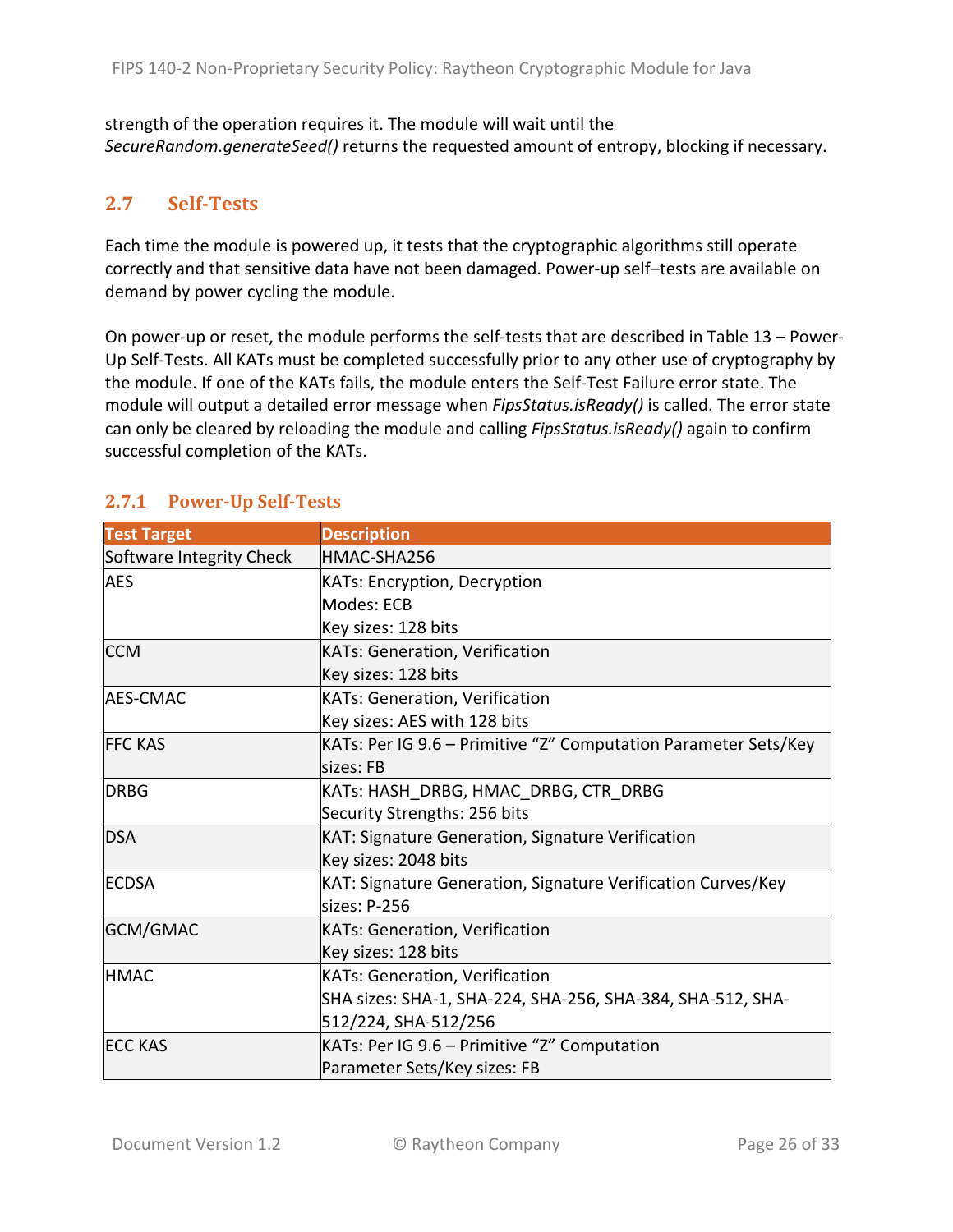strength of the operation requires it. The module will wait until the *SecureRandom.generateSeed()* returns the requested amount of entropy, blocking if necessary.

## 2.7 Self-Tests

Each time the module is powered up, it tests that the cryptographic algorithms still operate correctly and that sensitive data have not been damaged. Power-up self–tests are available on demand by power cycling the module.

On power-up or reset, the module performs the self-tests that are described in Table 13 – Power-Up Self-Tests. All KATs must be completed successfully prior to any other use of cryptography by the module. If one of the KATs fails, the module enters the Self-Test Failure error state. The module will output a detailed error message when *FipsStatus.isReady()* is called. The error state can only be cleared by reloading the module and calling *FipsStatus.isReady()* again to confirm successful completion of the KATs.

### 2.7.1 Power-Up Self-Tests

| Test Target | Description |
|---|---|
| Software Integrity Check | HMAC-SHA256 |
| AES | KATs: Encryption, Decryption<br>Modes: ECB<br>Key sizes: 128 bits |
| CCM | KATs: Generation, Verification<br>Key sizes: 128 bits |
| AES-CMAC | KATs: Generation, Verification<br>Key sizes: AES with 128 bits |
| FFC KAS | KATs: Per IG 9.6 – Primitive "Z" Computation Parameter Sets/Key sizes: FB |
| DRBG | KATs: HASH_DRBG, HMAC_DRBG, CTR_DRBG<br>Security Strengths: 256 bits |
| DSA | KAT: Signature Generation, Signature Verification<br>Key sizes: 2048 bits |
| ECDSA | KAT: Signature Generation, Signature Verification Curves/Key sizes: P-256 |
| GCM/GMAC | KATs: Generation, Verification<br>Key sizes: 128 bits |
| HMAC | KATs: Generation, Verification<br>SHA sizes: SHA-1, SHA-224, SHA-256, SHA-384, SHA-512, SHA-512/224, SHA-512/256 |
| ECC KAS | KATs: Per IG 9.6 – Primitive "Z" Computation<br>Parameter Sets/Key sizes: FB |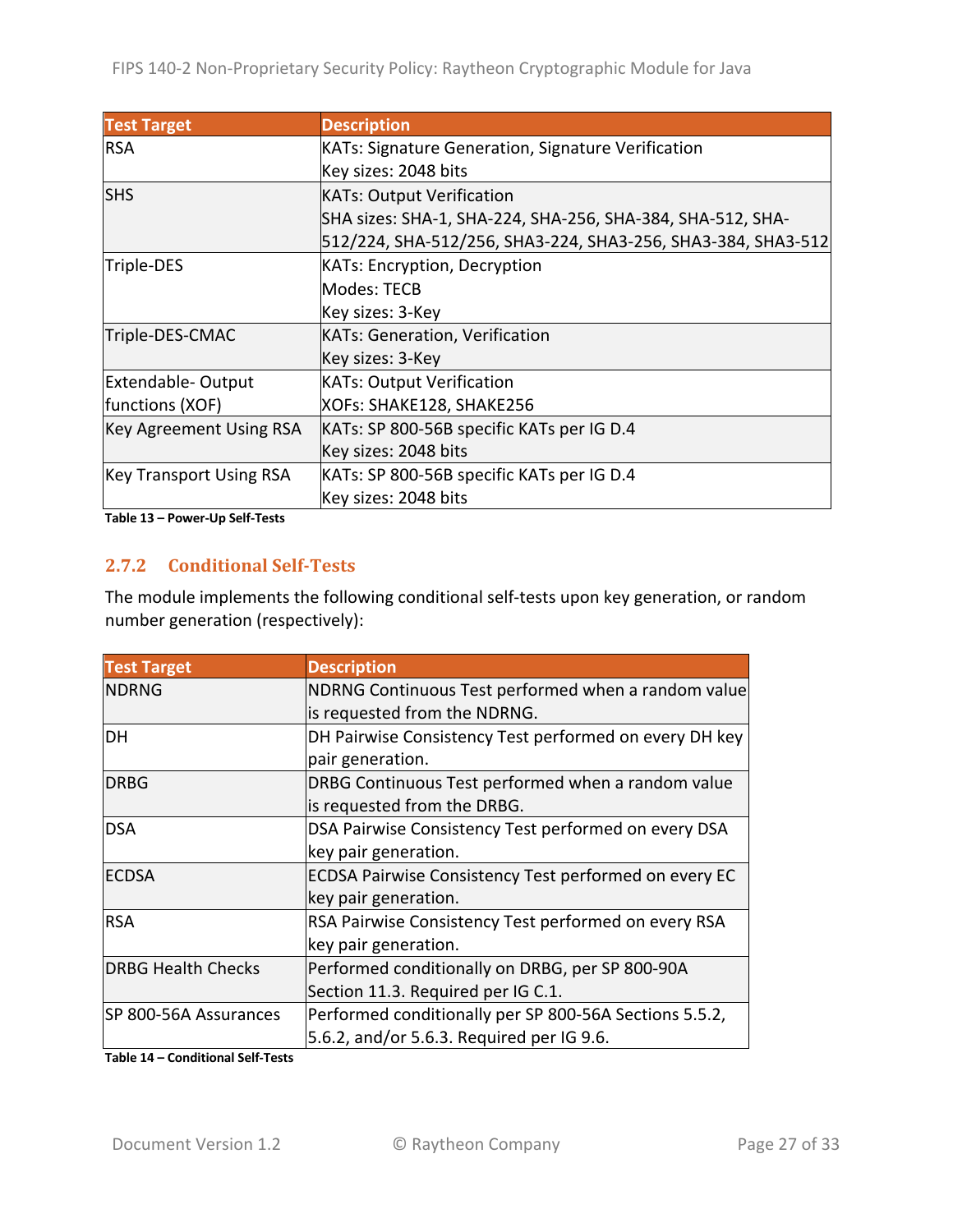| Test Target | Description |
|---|---|
| RSA | KATs: Signature Generation, Signature Verification<br>Key sizes: 2048 bits |
| SHS | KATs: Output Verification<br>SHA sizes: SHA-1, SHA-224, SHA-256, SHA-384, SHA-512, SHA-512/224, SHA-512/256, SHA3-224, SHA3-256, SHA3-384, SHA3-512 |
| Triple-DES | KATs: Encryption, Decryption<br>Modes: TECB<br>Key sizes: 3-Key |
| Triple-DES-CMAC | KATs: Generation, Verification<br>Key sizes: 3-Key |
| Extendable- Output functions (XOF) | KATs: Output Verification<br>XOFs: SHAKE128, SHAKE256 |
| Key Agreement Using RSA | KATs: SP 800-56B specific KATs per IG D.4<br>Key sizes: 2048 bits |
| Key Transport Using RSA | KATs: SP 800-56B specific KATs per IG D.4<br>Key sizes: 2048 bits |

**Table 13 – Power-Up Self-Tests**

### 2.7.2 Conditional Self-Tests

The module implements the following conditional self-tests upon key generation, or random number generation (respectively):

| Test Target | Description |
|---|---|
| NDRNG | NDRNG Continuous Test performed when a random value is requested from the NDRNG. |
| DH | DH Pairwise Consistency Test performed on every DH key pair generation. |
| DRBG | DRBG Continuous Test performed when a random value is requested from the DRBG. |
| DSA | DSA Pairwise Consistency Test performed on every DSA key pair generation. |
| ECDSA | ECDSA Pairwise Consistency Test performed on every EC key pair generation. |
| RSA | RSA Pairwise Consistency Test performed on every RSA key pair generation. |
| DRBG Health Checks | Performed conditionally on DRBG, per SP 800-90A Section 11.3. Required per IG C.1. |
| SP 800-56A Assurances | Performed conditionally per SP 800-56A Sections 5.5.2, 5.6.2, and/or 5.6.3. Required per IG 9.6. |

**Table 14 – Conditional Self-Tests**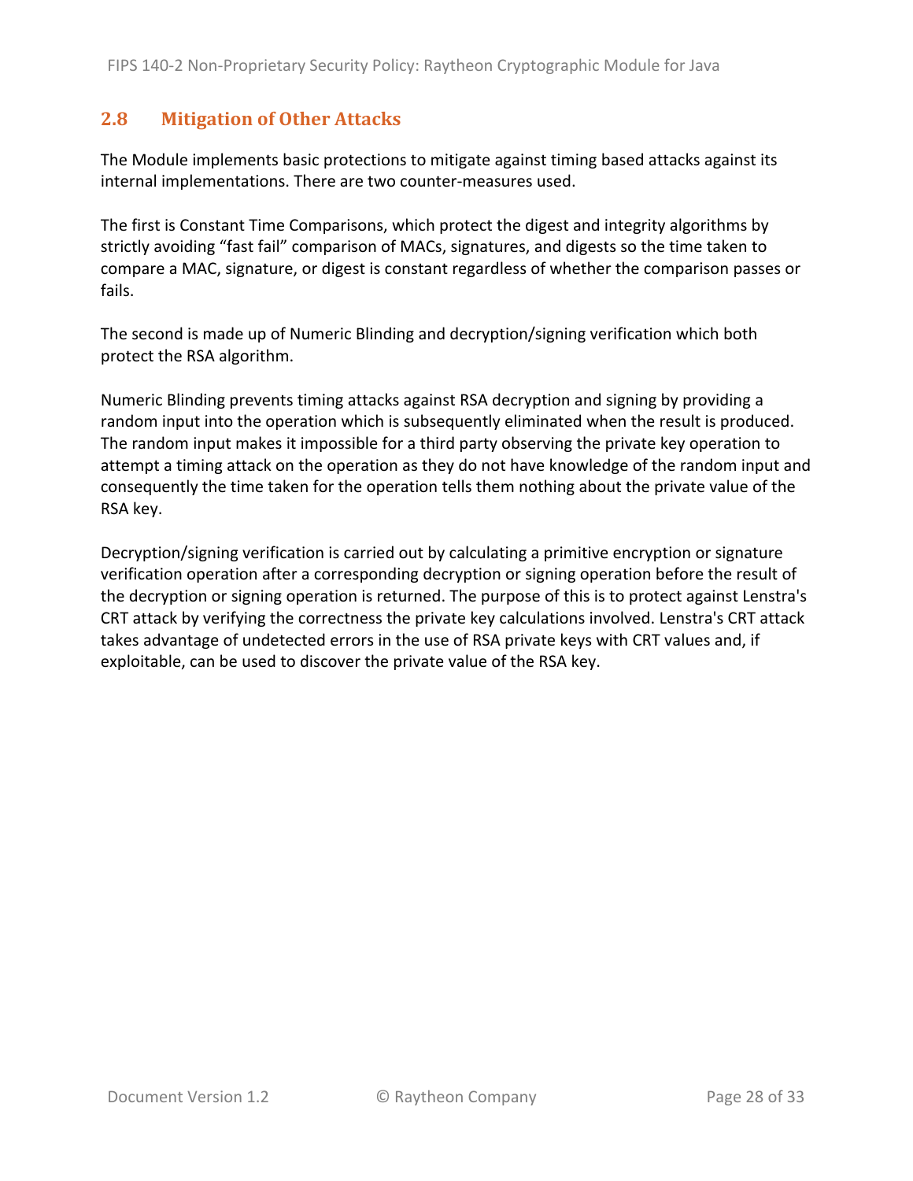## 2.8 Mitigation of Other Attacks

The Module implements basic protections to mitigate against timing based attacks against its internal implementations. There are two counter-measures used.

The first is Constant Time Comparisons, which protect the digest and integrity algorithms by strictly avoiding "fast fail" comparison of MACs, signatures, and digests so the time taken to compare a MAC, signature, or digest is constant regardless of whether the comparison passes or fails.

The second is made up of Numeric Blinding and decryption/signing verification which both protect the RSA algorithm.

Numeric Blinding prevents timing attacks against RSA decryption and signing by providing a random input into the operation which is subsequently eliminated when the result is produced. The random input makes it impossible for a third party observing the private key operation to attempt a timing attack on the operation as they do not have knowledge of the random input and consequently the time taken for the operation tells them nothing about the private value of the RSA key.

Decryption/signing verification is carried out by calculating a primitive encryption or signature verification operation after a corresponding decryption or signing operation before the result of the decryption or signing operation is returned. The purpose of this is to protect against Lenstra's CRT attack by verifying the correctness the private key calculations involved. Lenstra's CRT attack takes advantage of undetected errors in the use of RSA private keys with CRT values and, if exploitable, can be used to discover the private value of the RSA key.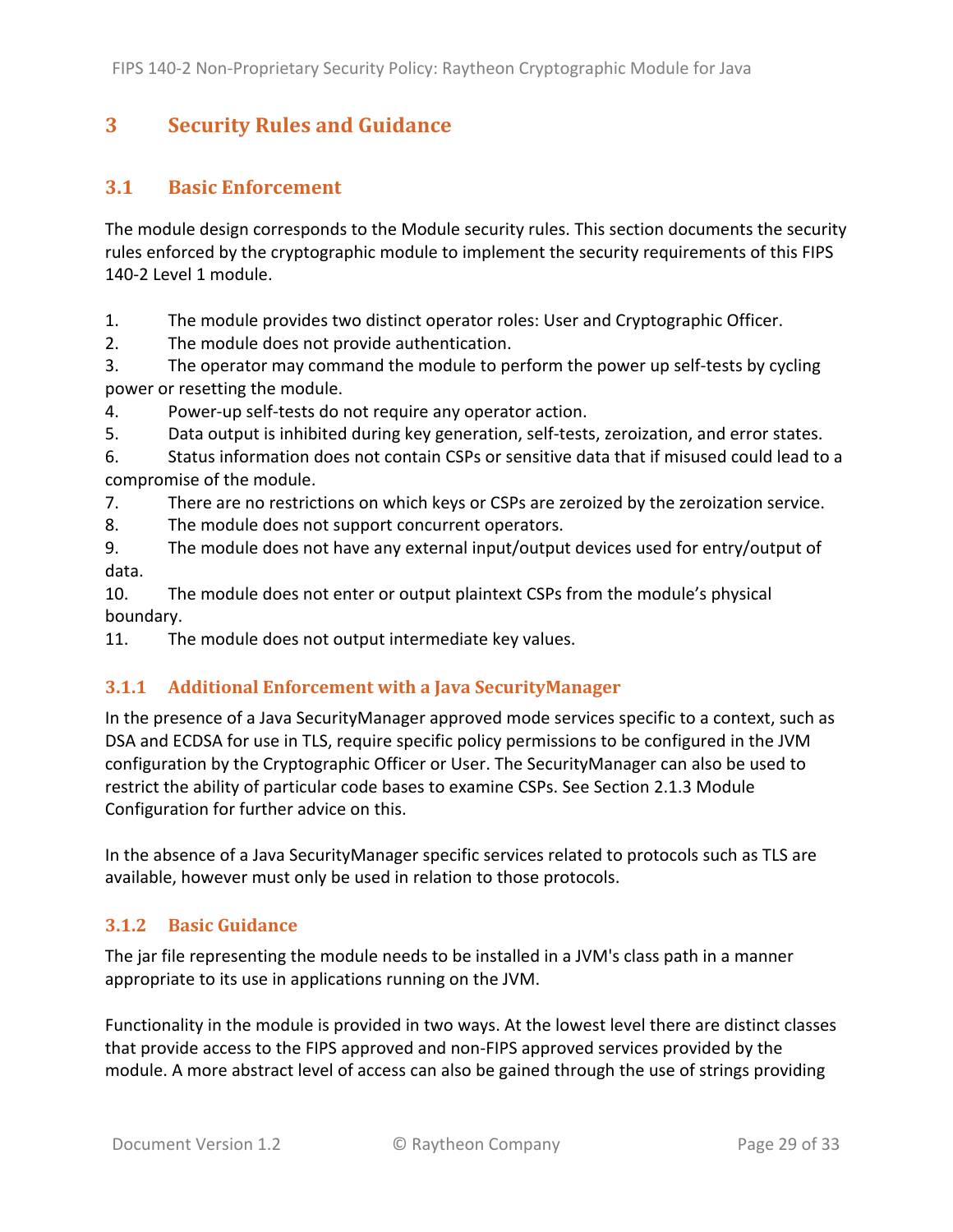# 3 Security Rules and Guidance

## 3.1 Basic Enforcement

The module design corresponds to the Module security rules. This section documents the security rules enforced by the cryptographic module to implement the security requirements of this FIPS 140-2 Level 1 module.

1. The module provides two distinct operator roles: User and Cryptographic Officer.
2. The module does not provide authentication.
3. The operator may command the module to perform the power up self-tests by cycling power or resetting the module.
4. Power-up self-tests do not require any operator action.
5. Data output is inhibited during key generation, self-tests, zeroization, and error states.
6. Status information does not contain CSPs or sensitive data that if misused could lead to a compromise of the module.
7. There are no restrictions on which keys or CSPs are zeroized by the zeroization service.
8. The module does not support concurrent operators.
9. The module does not have any external input/output devices used for entry/output of data.
10. The module does not enter or output plaintext CSPs from the module's physical boundary.
11. The module does not output intermediate key values.

### 3.1.1 Additional Enforcement with a Java SecurityManager

In the presence of a Java SecurityManager approved mode services specific to a context, such as DSA and ECDSA for use in TLS, require specific policy permissions to be configured in the JVM configuration by the Cryptographic Officer or User. The SecurityManager can also be used to restrict the ability of particular code bases to examine CSPs. See Section 2.1.3 Module Configuration for further advice on this.

In the absence of a Java SecurityManager specific services related to protocols such as TLS are available, however must only be used in relation to those protocols.

### 3.1.2 Basic Guidance

The jar file representing the module needs to be installed in a JVM's class path in a manner appropriate to its use in applications running on the JVM.

Functionality in the module is provided in two ways. At the lowest level there are distinct classes that provide access to the FIPS approved and non-FIPS approved services provided by the module. A more abstract level of access can also be gained through the use of strings providing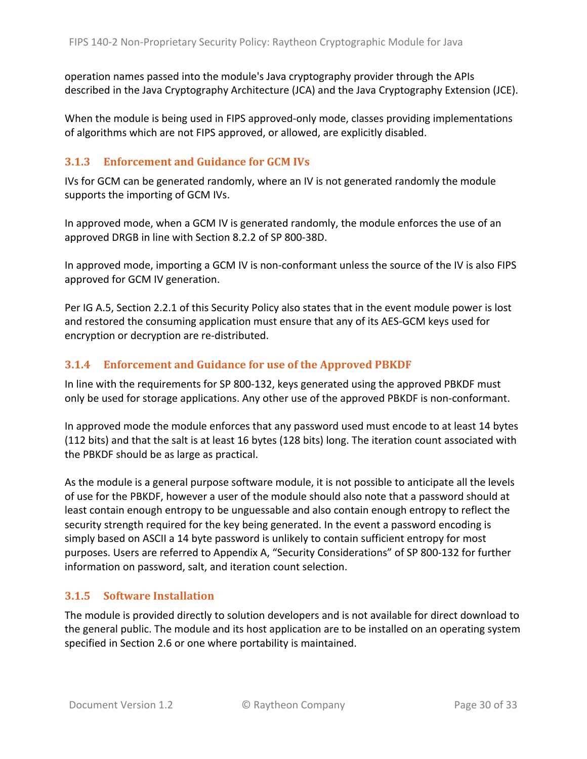operation names passed into the module's Java cryptography provider through the APIs described in the Java Cryptography Architecture (JCA) and the Java Cryptography Extension (JCE).

When the module is being used in FIPS approved-only mode, classes providing implementations of algorithms which are not FIPS approved, or allowed, are explicitly disabled.

### 3.1.3 Enforcement and Guidance for GCM IVs

IVs for GCM can be generated randomly, where an IV is not generated randomly the module supports the importing of GCM IVs.

In approved mode, when a GCM IV is generated randomly, the module enforces the use of an approved DRGB in line with Section 8.2.2 of SP 800-38D.

In approved mode, importing a GCM IV is non-conformant unless the source of the IV is also FIPS approved for GCM IV generation.

Per IG A.5, Section 2.2.1 of this Security Policy also states that in the event module power is lost and restored the consuming application must ensure that any of its AES-GCM keys used for encryption or decryption are re-distributed.

### 3.1.4 Enforcement and Guidance for use of the Approved PBKDF

In line with the requirements for SP 800-132, keys generated using the approved PBKDF must only be used for storage applications. Any other use of the approved PBKDF is non-conformant.

In approved mode the module enforces that any password used must encode to at least 14 bytes (112 bits) and that the salt is at least 16 bytes (128 bits) long. The iteration count associated with the PBKDF should be as large as practical.

As the module is a general purpose software module, it is not possible to anticipate all the levels of use for the PBKDF, however a user of the module should also note that a password should at least contain enough entropy to be unguessable and also contain enough entropy to reflect the security strength required for the key being generated. In the event a password encoding is simply based on ASCII a 14 byte password is unlikely to contain sufficient entropy for most purposes. Users are referred to Appendix A, "Security Considerations" of SP 800-132 for further information on password, salt, and iteration count selection.

### 3.1.5 Software Installation

The module is provided directly to solution developers and is not available for direct download to the general public. The module and its host application are to be installed on an operating system specified in Section 2.6 or one where portability is maintained.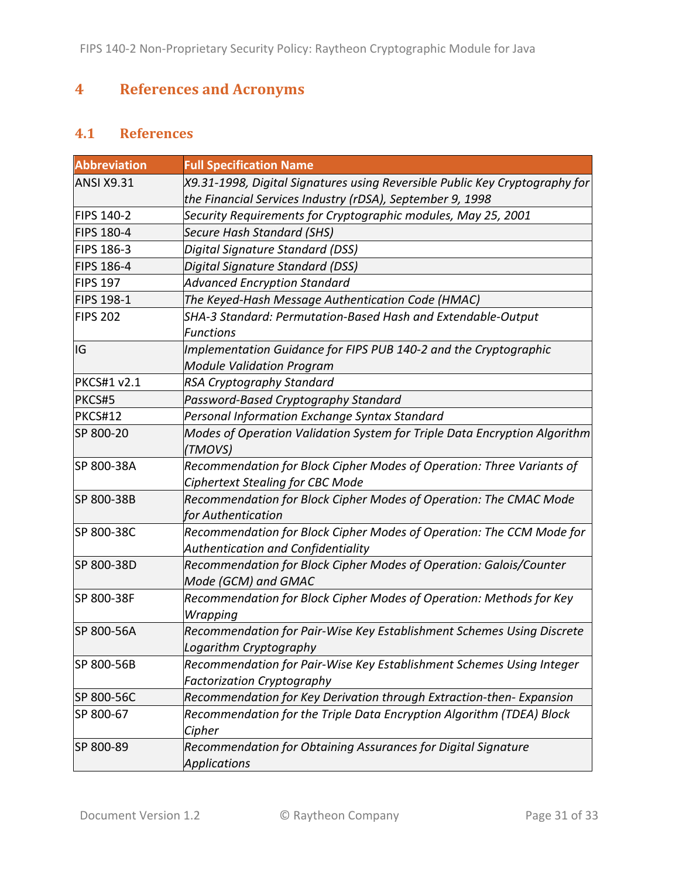# 4 References and Acronyms

## 4.1 References

| Abbreviation | Full Specification Name |
|---|---|
| ANSI X9.31 | *X9.31-1998, Digital Signatures using Reversible Public Key Cryptography for the Financial Services Industry (rDSA), September 9, 1998* |
| FIPS 140-2 | *Security Requirements for Cryptographic modules, May 25, 2001* |
| FIPS 180-4 | *Secure Hash Standard (SHS)* |
| FIPS 186-3 | *Digital Signature Standard (DSS)* |
| FIPS 186-4 | *Digital Signature Standard (DSS)* |
| FIPS 197 | *Advanced Encryption Standard* |
| FIPS 198-1 | *The Keyed-Hash Message Authentication Code (HMAC)* |
| FIPS 202 | *SHA-3 Standard: Permutation-Based Hash and Extendable-Output Functions* |
| IG | *Implementation Guidance for FIPS PUB 140-2 and the Cryptographic Module Validation Program* |
| PKCS#1 v2.1 | *RSA Cryptography Standard* |
| PKCS#5 | *Password-Based Cryptography Standard* |
| PKCS#12 | *Personal Information Exchange Syntax Standard* |
| SP 800-20 | *Modes of Operation Validation System for Triple Data Encryption Algorithm (TMOVS)* |
| SP 800-38A | *Recommendation for Block Cipher Modes of Operation: Three Variants of Ciphertext Stealing for CBC Mode* |
| SP 800-38B | *Recommendation for Block Cipher Modes of Operation: The CMAC Mode for Authentication* |
| SP 800-38C | *Recommendation for Block Cipher Modes of Operation: The CCM Mode for Authentication and Confidentiality* |
| SP 800-38D | *Recommendation for Block Cipher Modes of Operation: Galois/Counter Mode (GCM) and GMAC* |
| SP 800-38F | *Recommendation for Block Cipher Modes of Operation: Methods for Key Wrapping* |
| SP 800-56A | *Recommendation for Pair-Wise Key Establishment Schemes Using Discrete Logarithm Cryptography* |
| SP 800-56B | *Recommendation for Pair-Wise Key Establishment Schemes Using Integer Factorization Cryptography* |
| SP 800-56C | *Recommendation for Key Derivation through Extraction-then- Expansion* |
| SP 800-67 | *Recommendation for the Triple Data Encryption Algorithm (TDEA) Block Cipher* |
| SP 800-89 | *Recommendation for Obtaining Assurances for Digital Signature Applications* |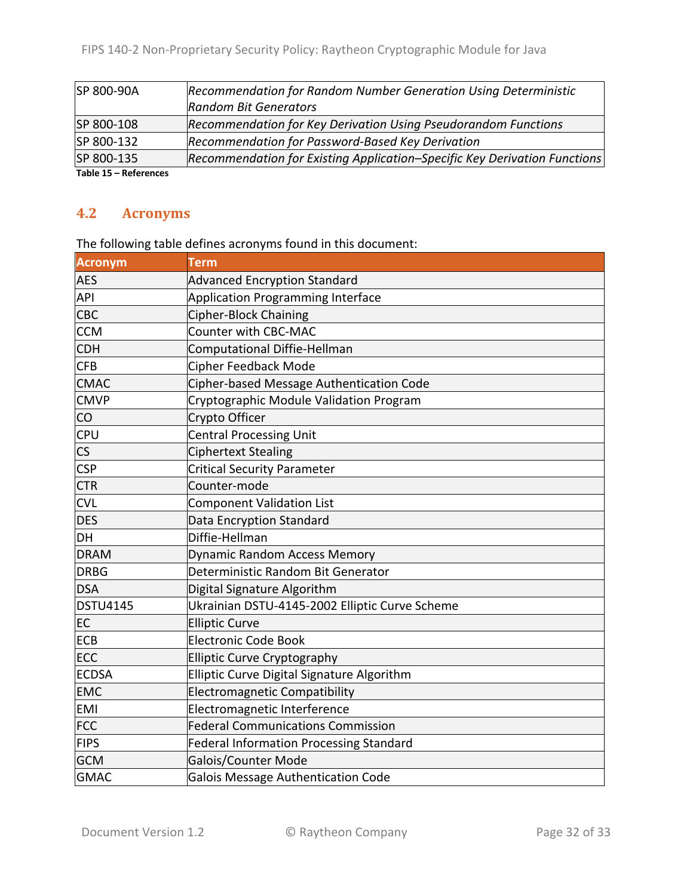| | |
|---|---|
| SP 800-90A | *Recommendation for Random Number Generation Using Deterministic Random Bit Generators* |
| SP 800-108 | *Recommendation for Key Derivation Using Pseudorandom Functions* |
| SP 800-132 | *Recommendation for Password-Based Key Derivation* |
| SP 800-135 | *Recommendation for Existing Application–Specific Key Derivation Functions* |

**Table 15 – References**

## 4.2 Acronyms

The following table defines acronyms found in this document:

| Acronym | Term |
|---|---|
| AES | Advanced Encryption Standard |
| API | Application Programming Interface |
| CBC | Cipher-Block Chaining |
| CCM | Counter with CBC-MAC |
| CDH | Computational Diffie-Hellman |
| CFB | Cipher Feedback Mode |
| CMAC | Cipher-based Message Authentication Code |
| CMVP | Cryptographic Module Validation Program |
| CO | Crypto Officer |
| CPU | Central Processing Unit |
| CS | Ciphertext Stealing |
| CSP | Critical Security Parameter |
| CTR | Counter-mode |
| CVL | Component Validation List |
| DES | Data Encryption Standard |
| DH | Diffie-Hellman |
| DRAM | Dynamic Random Access Memory |
| DRBG | Deterministic Random Bit Generator |
| DSA | Digital Signature Algorithm |
| DSTU4145 | Ukrainian DSTU-4145-2002 Elliptic Curve Scheme |
| EC | Elliptic Curve |
| ECB | Electronic Code Book |
| ECC | Elliptic Curve Cryptography |
| ECDSA | Elliptic Curve Digital Signature Algorithm |
| EMC | Electromagnetic Compatibility |
| EMI | Electromagnetic Interference |
| FCC | Federal Communications Commission |
| FIPS | Federal Information Processing Standard |
| GCM | Galois/Counter Mode |
| GMAC | Galois Message Authentication Code |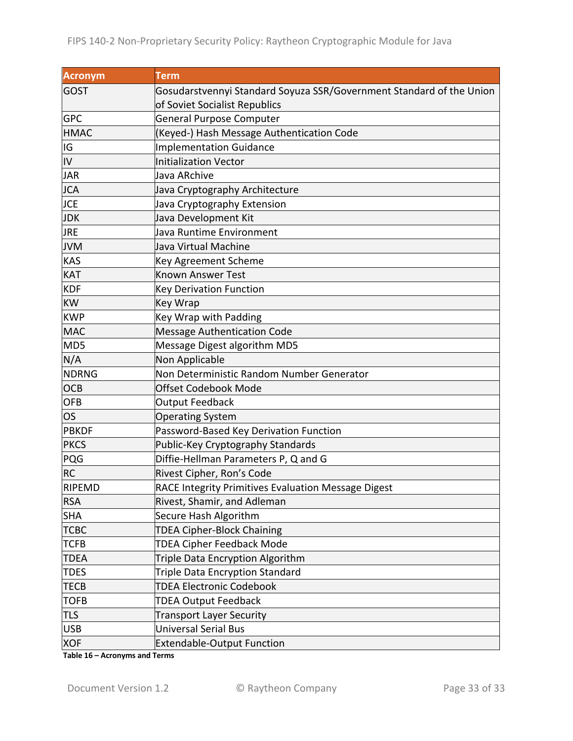| Acronym | Term |
|---|---|
| GOST | Gosudarstvennyi Standard Soyuza SSR/Government Standard of the Union of Soviet Socialist Republics |
| GPC | General Purpose Computer |
| HMAC | (Keyed-) Hash Message Authentication Code |
| IG | Implementation Guidance |
| IV | Initialization Vector |
| JAR | Java ARchive |
| JCA | Java Cryptography Architecture |
| JCE | Java Cryptography Extension |
| JDK | Java Development Kit |
| JRE | Java Runtime Environment |
| JVM | Java Virtual Machine |
| KAS | Key Agreement Scheme |
| KAT | Known Answer Test |
| KDF | Key Derivation Function |
| KW | Key Wrap |
| KWP | Key Wrap with Padding |
| MAC | Message Authentication Code |
| MD5 | Message Digest algorithm MD5 |
| N/A | Non Applicable |
| NDRNG | Non Deterministic Random Number Generator |
| OCB | Offset Codebook Mode |
| OFB | Output Feedback |
| OS | Operating System |
| PBKDF | Password-Based Key Derivation Function |
| PKCS | Public-Key Cryptography Standards |
| PQG | Diffie-Hellman Parameters P, Q and G |
| RC | Rivest Cipher, Ron's Code |
| RIPEMD | RACE Integrity Primitives Evaluation Message Digest |
| RSA | Rivest, Shamir, and Adleman |
| SHA | Secure Hash Algorithm |
| TCBC | TDEA Cipher-Block Chaining |
| TCFB | TDEA Cipher Feedback Mode |
| TDEA | Triple Data Encryption Algorithm |
| TDES | Triple Data Encryption Standard |
| TECB | TDEA Electronic Codebook |
| TOFB | TDEA Output Feedback |
| TLS | Transport Layer Security |
| USB | Universal Serial Bus |
| XOF | Extendable-Output Function |

**Table 16 – Acronyms and Terms**